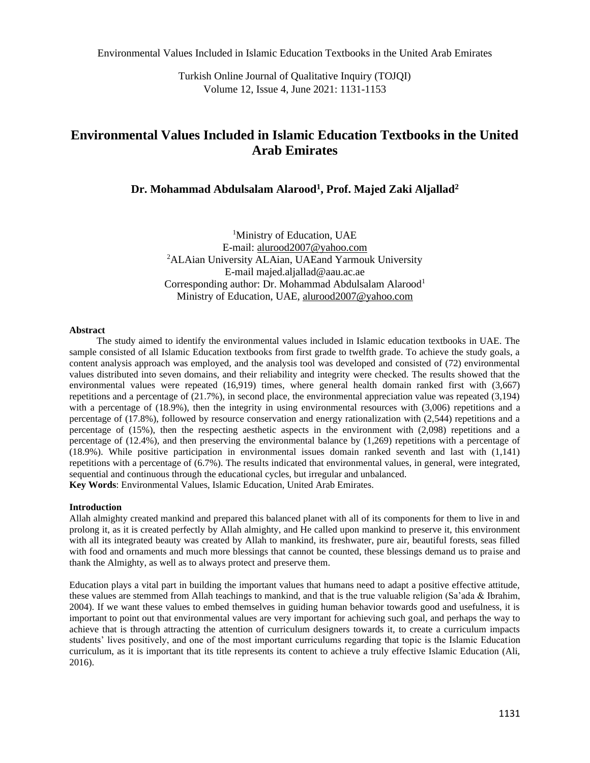# Environmental Values Included in Islamic Education Textbooks in the United Arab Emirates

**Dr. Mohammad Abdulsalam Alarood[1], Prof. Majed Zaki Aljallad[2]**

[1]Ministry of Education, UAE
E-mail: alurood2007@yahoo.com
[2]ALAian University ALAian, UAEand Yarmouk University
E-mail majed.aljallad@aau.ac.ae
Corresponding author: Dr. Mohammad Abdulsalam Alarood[1]
Ministry of Education, UAE, alurood2007@yahoo.com

**Abstract**

The study aimed to identify the environmental values included in Islamic education textbooks in UAE. The sample consisted of all Islamic Education textbooks from first grade to twelfth grade. To achieve the study goals, a content analysis approach was employed, and the analysis tool was developed and consisted of (72) environmental values distributed into seven domains, and their reliability and integrity were checked. The results showed that the environmental values were repeated (16,919) times, where general health domain ranked first with (3,667) repetitions and a percentage of (21.7%), in second place, the environmental appreciation value was repeated (3,194) with a percentage of (18.9%), then the integrity in using environmental resources with (3,006) repetitions and a percentage of (17.8%), followed by resource conservation and energy rationalization with (2,544) repetitions and a percentage of (15%), then the respecting aesthetic aspects in the environment with (2,098) repetitions and a percentage of (12.4%), and then preserving the environmental balance by (1,269) repetitions with a percentage of (18.9%). While positive participation in environmental issues domain ranked seventh and last with (1,141) repetitions with a percentage of (6.7%). The results indicated that environmental values, in general, were integrated, sequential and continuous through the educational cycles, but irregular and unbalanced.

**Key Words**: Environmental Values, Islamic Education, United Arab Emirates.

## Introduction

Allah almighty created mankind and prepared this balanced planet with all of its components for them to live in and prolong it, as it is created perfectly by Allah almighty, and He called upon mankind to preserve it, this environment with all its integrated beauty was created by Allah to mankind, its freshwater, pure air, beautiful forests, seas filled with food and ornaments and much more blessings that cannot be counted, these blessings demand us to praise and thank the Almighty, as well as to always protect and preserve them.

Education plays a vital part in building the important values that humans need to adapt a positive effective attitude, these values are stemmed from Allah teachings to mankind, and that is the true valuable religion (Sa'ada & Ibrahim, 2004). If we want these values to embed themselves in guiding human behavior towards good and usefulness, it is important to point out that environmental values are very important for achieving such goal, and perhaps the way to achieve that is through attracting the attention of curriculum designers towards it, to create a curriculum impacts students' lives positively, and one of the most important curriculums regarding that topic is the Islamic Education curriculum, as it is important that its title represents its content to achieve a truly effective Islamic Education (Ali, 2016).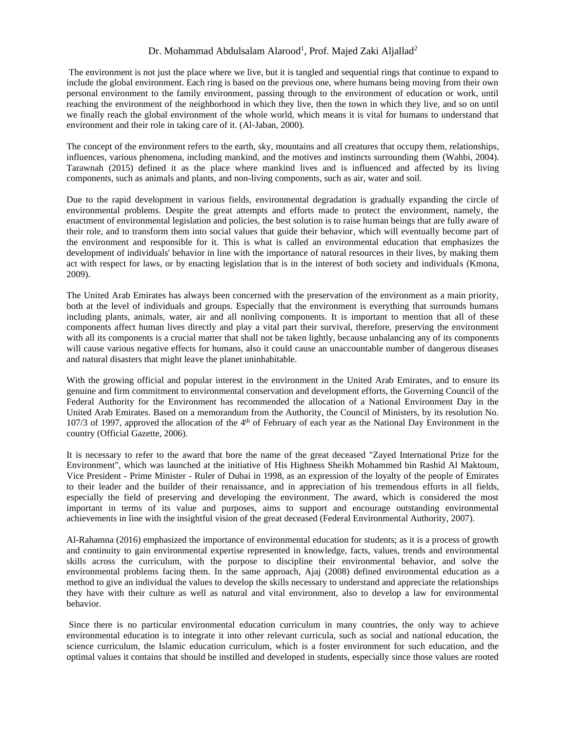Dr. Mohammad Abdulsalam Alarood[1], Prof. Majed Zaki Aljallad[2]

The environment is not just the place where we live, but it is tangled and sequential rings that continue to expand to include the global environment. Each ring is based on the previous one, where humans being moving from their own personal environment to the family environment, passing through to the environment of education or work, until reaching the environment of the neighborhood in which they live, then the town in which they live, and so on until we finally reach the global environment of the whole world, which means it is vital for humans to understand that environment and their role in taking care of it. (Al-Jaban, 2000).

The concept of the environment refers to the earth, sky, mountains and all creatures that occupy them, relationships, influences, various phenomena, including mankind, and the motives and instincts surrounding them (Wahbi, 2004). Tarawnah (2015) defined it as the place where mankind lives and is influenced and affected by its living components, such as animals and plants, and non-living components, such as air, water and soil.

Due to the rapid development in various fields, environmental degradation is gradually expanding the circle of environmental problems. Despite the great attempts and efforts made to protect the environment, namely, the enactment of environmental legislation and policies, the best solution is to raise human beings that are fully aware of their role, and to transform them into social values that guide their behavior, which will eventually become part of the environment and responsible for it. This is what is called an environmental education that emphasizes the development of individuals' behavior in line with the importance of natural resources in their lives, by making them act with respect for laws, or by enacting legislation that is in the interest of both society and individuals (Kmona, 2009).

The United Arab Emirates has always been concerned with the preservation of the environment as a main priority, both at the level of individuals and groups. Especially that the environment is everything that surrounds humans including plants, animals, water, air and all nonliving components. It is important to mention that all of these components affect human lives directly and play a vital part their survival, therefore, preserving the environment with all its components is a crucial matter that shall not be taken lightly, because unbalancing any of its components will cause various negative effects for humans, also it could cause an unaccountable number of dangerous diseases and natural disasters that might leave the planet uninhabitable.

With the growing official and popular interest in the environment in the United Arab Emirates, and to ensure its genuine and firm commitment to environmental conservation and development efforts, the Governing Council of the Federal Authority for the Environment has recommended the allocation of a National Environment Day in the United Arab Emirates. Based on a memorandum from the Authority, the Council of Ministers, by its resolution No. 107/3 of 1997, approved the allocation of the 4th of February of each year as the National Day Environment in the country (Official Gazette, 2006).

It is necessary to refer to the award that bore the name of the great deceased "Zayed International Prize for the Environment", which was launched at the initiative of His Highness Sheikh Mohammed bin Rashid Al Maktoum, Vice President - Prime Minister - Ruler of Dubai in 1998, as an expression of the loyalty of the people of Emirates to their leader and the builder of their renaissance, and in appreciation of his tremendous efforts in all fields, especially the field of preserving and developing the environment. The award, which is considered the most important in terms of its value and purposes, aims to support and encourage outstanding environmental achievements in line with the insightful vision of the great deceased (Federal Environmental Authority, 2007).

Al-Rahamna (2016) emphasized the importance of environmental education for students; as it is a process of growth and continuity to gain environmental expertise represented in knowledge, facts, values, trends and environmental skills across the curriculum, with the purpose to discipline their environmental behavior, and solve the environmental problems facing them. In the same approach, Ajaj (2008) defined environmental education as a method to give an individual the values to develop the skills necessary to understand and appreciate the relationships they have with their culture as well as natural and vital environment, also to develop a law for environmental behavior.

Since there is no particular environmental education curriculum in many countries, the only way to achieve environmental education is to integrate it into other relevant curricula, such as social and national education, the science curriculum, the Islamic education curriculum, which is a foster environment for such education, and the optimal values it contains that should be instilled and developed in students, especially since those values are rooted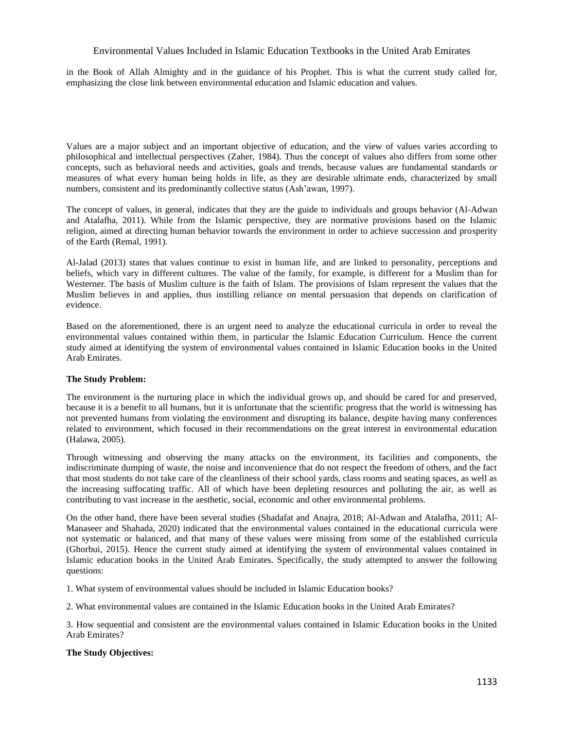in the Book of Allah Almighty and in the guidance of his Prophet. This is what the current study called for, emphasizing the close link between environmental education and Islamic education and values.

Values are a major subject and an important objective of education, and the view of values varies according to philosophical and intellectual perspectives (Zaher, 1984). Thus the concept of values also differs from some other concepts, such as behavioral needs and activities, goals and trends, because values are fundamental standards or measures of what every human being holds in life, as they are desirable ultimate ends, characterized by small numbers, consistent and its predominantly collective status (Ash'awan, 1997).

The concept of values, in general, indicates that they are the guide to individuals and groups behavior (Al-Adwan and Atalafha, 2011). While from the Islamic perspective, they are normative provisions based on the Islamic religion, aimed at directing human behavior towards the environment in order to achieve succession and prosperity of the Earth (Remal, 1991).

Al-Jalad (2013) states that values continue to exist in human life, and are linked to personality, perceptions and beliefs, which vary in different cultures. The value of the family, for example, is different for a Muslim than for Westerner. The basis of Muslim culture is the faith of Islam. The provisions of Islam represent the values that the Muslim believes in and applies, thus instilling reliance on mental persuasion that depends on clarification of evidence.

Based on the aforementioned, there is an urgent need to analyze the educational curricula in order to reveal the environmental values contained within them, in particular the Islamic Education Curriculum. Hence the current study aimed at identifying the system of environmental values contained in Islamic Education books in the United Arab Emirates.

**The Study Problem:**

The environment is the nurturing place in which the individual grows up, and should be cared for and preserved, because it is a benefit to all humans, but it is unfortunate that the scientific progress that the world is witnessing has not prevented humans from violating the environment and disrupting its balance, despite having many conferences related to environment, which focused in their recommendations on the great interest in environmental education (Halawa, 2005).

Through witnessing and observing the many attacks on the environment, its facilities and components, the indiscriminate dumping of waste, the noise and inconvenience that do not respect the freedom of others, and the fact that most students do not take care of the cleanliness of their school yards, class rooms and seating spaces, as well as the increasing suffocating traffic. All of which have been depleting resources and polluting the air, as well as contributing to vast increase in the aesthetic, social, economic and other environmental problems.

On the other hand, there have been several studies (Shadafat and Anajra, 2018; Al-Adwan and Atalafha, 2011; Al-Manaseer and Shahada, 2020) indicated that the environmental values contained in the educational curricula were not systematic or balanced, and that many of these values were missing from some of the established curricula (Ghorbui, 2015). Hence the current study aimed at identifying the system of environmental values contained in Islamic education books in the United Arab Emirates. Specifically, the study attempted to answer the following questions:

1. What system of environmental values should be included in Islamic Education books?

2. What environmental values are contained in the Islamic Education books in the United Arab Emirates?

3. How sequential and consistent are the environmental values contained in Islamic Education books in the United Arab Emirates?

**The Study Objectives:**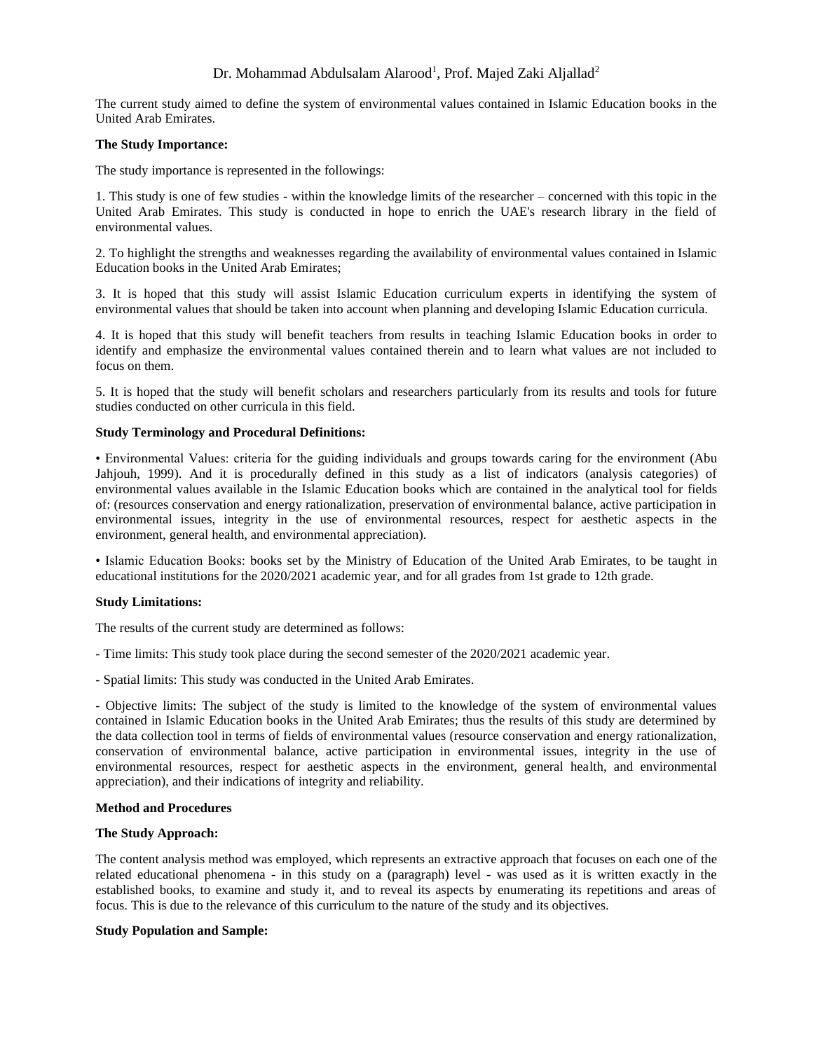Dr. Mohammad Abdulsalam Alarood[1], Prof. Majed Zaki Aljallad[2]

The current study aimed to define the system of environmental values contained in Islamic Education books in the United Arab Emirates.

**The Study Importance:**

The study importance is represented in the followings:

1. This study is one of few studies - within the knowledge limits of the researcher – concerned with this topic in the United Arab Emirates. This study is conducted in hope to enrich the UAE's research library in the field of environmental values.

2. To highlight the strengths and weaknesses regarding the availability of environmental values contained in Islamic Education books in the United Arab Emirates;

3. It is hoped that this study will assist Islamic Education curriculum experts in identifying the system of environmental values that should be taken into account when planning and developing Islamic Education curricula.

4. It is hoped that this study will benefit teachers from results in teaching Islamic Education books in order to identify and emphasize the environmental values contained therein and to learn what values are not included to focus on them.

5. It is hoped that the study will benefit scholars and researchers particularly from its results and tools for future studies conducted on other curricula in this field.

**Study Terminology and Procedural Definitions:**

• Environmental Values: criteria for the guiding individuals and groups towards caring for the environment (Abu Jahjouh, 1999). And it is procedurally defined in this study as a list of indicators (analysis categories) of environmental values available in the Islamic Education books which are contained in the analytical tool for fields of: (resources conservation and energy rationalization, preservation of environmental balance, active participation in environmental issues, integrity in the use of environmental resources, respect for aesthetic aspects in the environment, general health, and environmental appreciation).

• Islamic Education Books: books set by the Ministry of Education of the United Arab Emirates, to be taught in educational institutions for the 2020/2021 academic year, and for all grades from 1st grade to 12th grade.

**Study Limitations:**

The results of the current study are determined as follows:

- Time limits: This study took place during the second semester of the 2020/2021 academic year.

- Spatial limits: This study was conducted in the United Arab Emirates.

- Objective limits: The subject of the study is limited to the knowledge of the system of environmental values contained in Islamic Education books in the United Arab Emirates; thus the results of this study are determined by the data collection tool in terms of fields of environmental values (resource conservation and energy rationalization, conservation of environmental balance, active participation in environmental issues, integrity in the use of environmental resources, respect for aesthetic aspects in the environment, general health, and environmental appreciation), and their indications of integrity and reliability.

**Method and Procedures**

**The Study Approach:**

The content analysis method was employed, which represents an extractive approach that focuses on each one of the related educational phenomena - in this study on a (paragraph) level - was used as it is written exactly in the established books, to examine and study it, and to reveal its aspects by enumerating its repetitions and areas of focus. This is due to the relevance of this curriculum to the nature of the study and its objectives.

**Study Population and Sample:**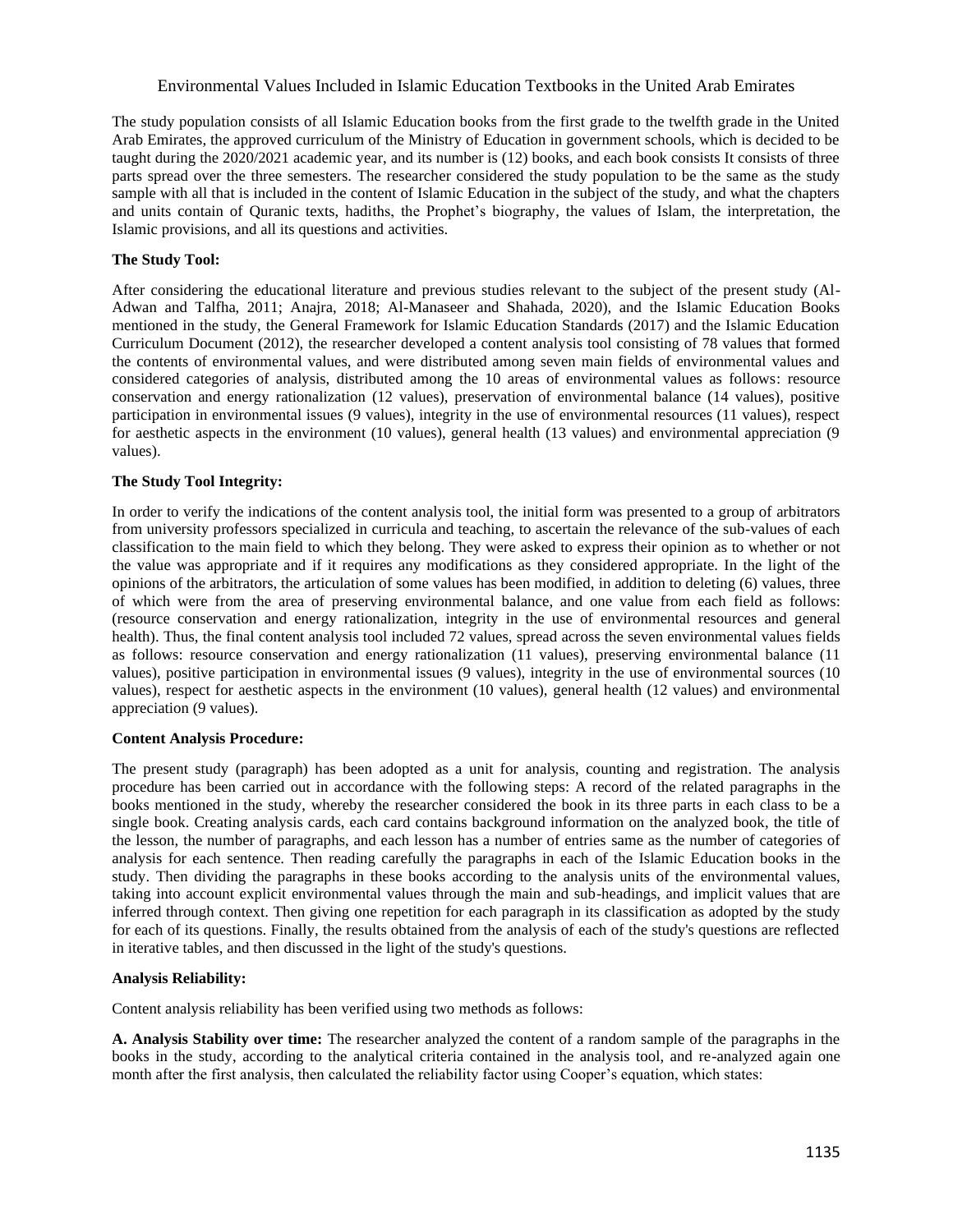The study population consists of all Islamic Education books from the first grade to the twelfth grade in the United Arab Emirates, the approved curriculum of the Ministry of Education in government schools, which is decided to be taught during the 2020/2021 academic year, and its number is (12) books, and each book consists It consists of three parts spread over the three semesters. The researcher considered the study population to be the same as the study sample with all that is included in the content of Islamic Education in the subject of the study, and what the chapters and units contain of Quranic texts, hadiths, the Prophet's biography, the values of Islam, the interpretation, the Islamic provisions, and all its questions and activities.

**The Study Tool:**

After considering the educational literature and previous studies relevant to the subject of the present study (Al-Adwan and Talfha, 2011; Anajra, 2018; Al-Manaseer and Shahada, 2020), and the Islamic Education Books mentioned in the study, the General Framework for Islamic Education Standards (2017) and the Islamic Education Curriculum Document (2012), the researcher developed a content analysis tool consisting of 78 values that formed the contents of environmental values, and were distributed among seven main fields of environmental values and considered categories of analysis, distributed among the 10 areas of environmental values as follows: resource conservation and energy rationalization (12 values), preservation of environmental balance (14 values), positive participation in environmental issues (9 values), integrity in the use of environmental resources (11 values), respect for aesthetic aspects in the environment (10 values), general health (13 values) and environmental appreciation (9 values).

**The Study Tool Integrity:**

In order to verify the indications of the content analysis tool, the initial form was presented to a group of arbitrators from university professors specialized in curricula and teaching, to ascertain the relevance of the sub-values of each classification to the main field to which they belong. They were asked to express their opinion as to whether or not the value was appropriate and if it requires any modifications as they considered appropriate. In the light of the opinions of the arbitrators, the articulation of some values has been modified, in addition to deleting (6) values, three of which were from the area of preserving environmental balance, and one value from each field as follows: (resource conservation and energy rationalization, integrity in the use of environmental resources and general health). Thus, the final content analysis tool included 72 values, spread across the seven environmental values fields as follows: resource conservation and energy rationalization (11 values), preserving environmental balance (11 values), positive participation in environmental issues (9 values), integrity in the use of environmental sources (10 values), respect for aesthetic aspects in the environment (10 values), general health (12 values) and environmental appreciation (9 values).

**Content Analysis Procedure:**

The present study (paragraph) has been adopted as a unit for analysis, counting and registration. The analysis procedure has been carried out in accordance with the following steps: A record of the related paragraphs in the books mentioned in the study, whereby the researcher considered the book in its three parts in each class to be a single book. Creating analysis cards, each card contains background information on the analyzed book, the title of the lesson, the number of paragraphs, and each lesson has a number of entries same as the number of categories of analysis for each sentence. Then reading carefully the paragraphs in each of the Islamic Education books in the study. Then dividing the paragraphs in these books according to the analysis units of the environmental values, taking into account explicit environmental values through the main and sub-headings, and implicit values that are inferred through context. Then giving one repetition for each paragraph in its classification as adopted by the study for each of its questions. Finally, the results obtained from the analysis of each of the study's questions are reflected in iterative tables, and then discussed in the light of the study's questions.

**Analysis Reliability:**

Content analysis reliability has been verified using two methods as follows:

**A. Analysis Stability over time:** The researcher analyzed the content of a random sample of the paragraphs in the books in the study, according to the analytical criteria contained in the analysis tool, and re-analyzed again one month after the first analysis, then calculated the reliability factor using Cooper's equation, which states: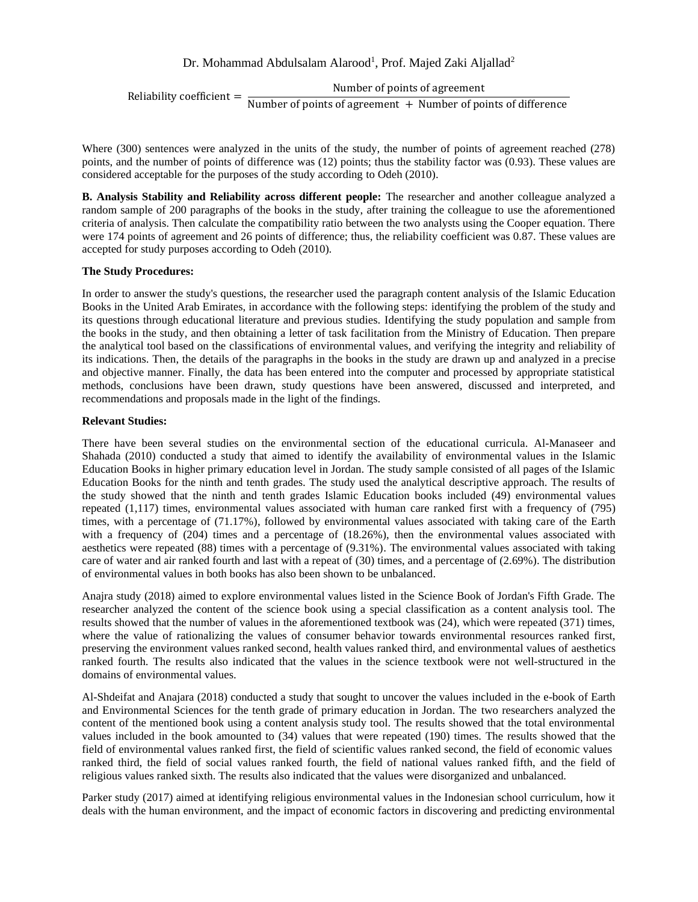$$\text{Reliability coefficient} = \frac{\text{Number of points of agreement}}{\text{Number of points of agreement} + \text{Number of points of difference}}$$

Where (300) sentences were analyzed in the units of the study, the number of points of agreement reached (278) points, and the number of points of difference was (12) points; thus the stability factor was (0.93). These values are considered acceptable for the purposes of the study according to Odeh (2010).

**B. Analysis Stability and Reliability across different people:** The researcher and another colleague analyzed a random sample of 200 paragraphs of the books in the study, after training the colleague to use the aforementioned criteria of analysis. Then calculate the compatibility ratio between the two analysts using the Cooper equation. There were 174 points of agreement and 26 points of difference; thus, the reliability coefficient was 0.87. These values are accepted for study purposes according to Odeh (2010).

**The Study Procedures:**

In order to answer the study's questions, the researcher used the paragraph content analysis of the Islamic Education Books in the United Arab Emirates, in accordance with the following steps: identifying the problem of the study and its questions through educational literature and previous studies. Identifying the study population and sample from the books in the study, and then obtaining a letter of task facilitation from the Ministry of Education. Then prepare the analytical tool based on the classifications of environmental values, and verifying the integrity and reliability of its indications. Then, the details of the paragraphs in the books in the study are drawn up and analyzed in a precise and objective manner. Finally, the data has been entered into the computer and processed by appropriate statistical methods, conclusions have been drawn, study questions have been answered, discussed and interpreted, and recommendations and proposals made in the light of the findings.

**Relevant Studies:**

There have been several studies on the environmental section of the educational curricula. Al-Manaseer and Shahada (2010) conducted a study that aimed to identify the availability of environmental values in the Islamic Education Books in higher primary education level in Jordan. The study sample consisted of all pages of the Islamic Education Books for the ninth and tenth grades. The study used the analytical descriptive approach. The results of the study showed that the ninth and tenth grades Islamic Education books included (49) environmental values repeated (1,117) times, environmental values associated with human care ranked first with a frequency of (795) times, with a percentage of (71.17%), followed by environmental values associated with taking care of the Earth with a frequency of (204) times and a percentage of (18.26%), then the environmental values associated with aesthetics were repeated (88) times with a percentage of (9.31%). The environmental values associated with taking care of water and air ranked fourth and last with a repeat of (30) times, and a percentage of (2.69%). The distribution of environmental values in both books has also been shown to be unbalanced.

Anajra study (2018) aimed to explore environmental values listed in the Science Book of Jordan's Fifth Grade. The researcher analyzed the content of the science book using a special classification as a content analysis tool. The results showed that the number of values in the aforementioned textbook was (24), which were repeated (371) times, where the value of rationalizing the values of consumer behavior towards environmental resources ranked first, preserving the environment values ranked second, health values ranked third, and environmental values of aesthetics ranked fourth. The results also indicated that the values in the science textbook were not well-structured in the domains of environmental values.

Al-Shdeifat and Anajara (2018) conducted a study that sought to uncover the values included in the e-book of Earth and Environmental Sciences for the tenth grade of primary education in Jordan. The two researchers analyzed the content of the mentioned book using a content analysis study tool. The results showed that the total environmental values included in the book amounted to (34) values that were repeated (190) times. The results showed that the field of environmental values ranked first, the field of scientific values ranked second, the field of economic values ranked third, the field of social values ranked fourth, the field of national values ranked fifth, and the field of religious values ranked sixth. The results also indicated that the values were disorganized and unbalanced.

Parker study (2017) aimed at identifying religious environmental values in the Indonesian school curriculum, how it deals with the human environment, and the impact of economic factors in discovering and predicting environmental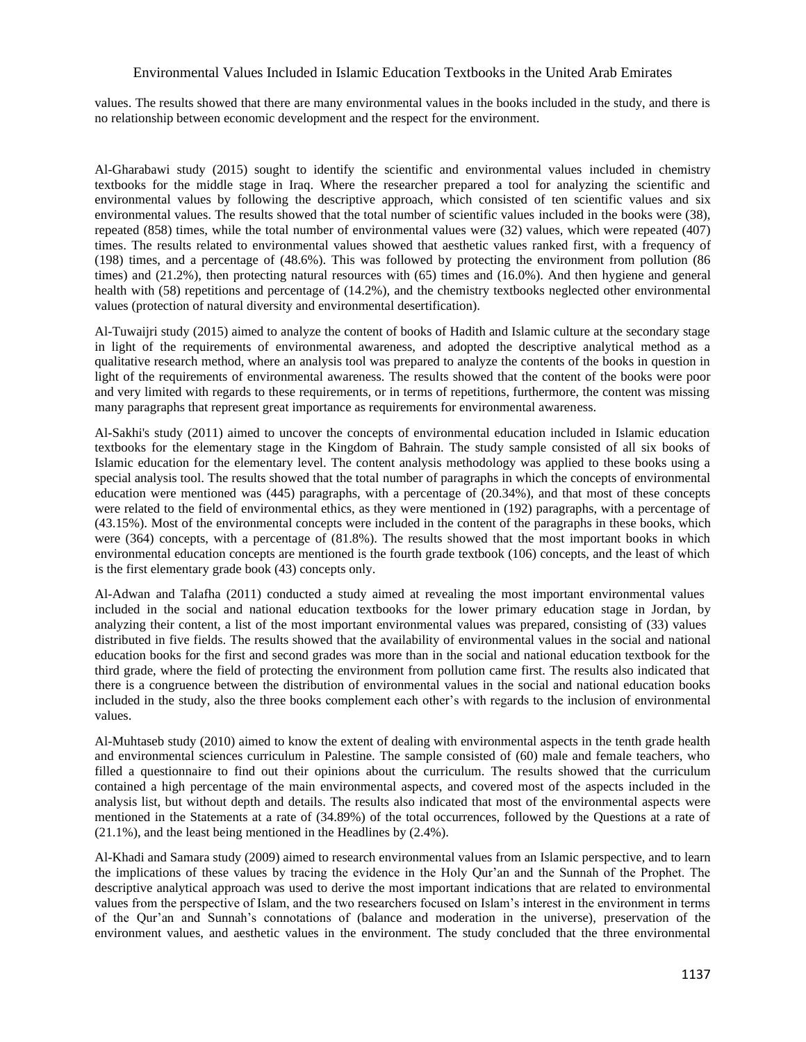values. The results showed that there are many environmental values in the books included in the study, and there is no relationship between economic development and the respect for the environment.

Al-Gharabawi study (2015) sought to identify the scientific and environmental values included in chemistry textbooks for the middle stage in Iraq. Where the researcher prepared a tool for analyzing the scientific and environmental values by following the descriptive approach, which consisted of ten scientific values and six environmental values. The results showed that the total number of scientific values included in the books were (38), repeated (858) times, while the total number of environmental values were (32) values, which were repeated (407) times. The results related to environmental values showed that aesthetic values ranked first, with a frequency of (198) times, and a percentage of (48.6%). This was followed by protecting the environment from pollution (86 times) and (21.2%), then protecting natural resources with (65) times and (16.0%). And then hygiene and general health with (58) repetitions and percentage of (14.2%), and the chemistry textbooks neglected other environmental values (protection of natural diversity and environmental desertification).

Al-Tuwaijri study (2015) aimed to analyze the content of books of Hadith and Islamic culture at the secondary stage in light of the requirements of environmental awareness, and adopted the descriptive analytical method as a qualitative research method, where an analysis tool was prepared to analyze the contents of the books in question in light of the requirements of environmental awareness. The results showed that the content of the books were poor and very limited with regards to these requirements, or in terms of repetitions, furthermore, the content was missing many paragraphs that represent great importance as requirements for environmental awareness.

Al-Sakhi's study (2011) aimed to uncover the concepts of environmental education included in Islamic education textbooks for the elementary stage in the Kingdom of Bahrain. The study sample consisted of all six books of Islamic education for the elementary level. The content analysis methodology was applied to these books using a special analysis tool. The results showed that the total number of paragraphs in which the concepts of environmental education were mentioned was (445) paragraphs, with a percentage of (20.34%), and that most of these concepts were related to the field of environmental ethics, as they were mentioned in (192) paragraphs, with a percentage of (43.15%). Most of the environmental concepts were included in the content of the paragraphs in these books, which were (364) concepts, with a percentage of (81.8%). The results showed that the most important books in which environmental education concepts are mentioned is the fourth grade textbook (106) concepts, and the least of which is the first elementary grade book (43) concepts only.

Al-Adwan and Talafha (2011) conducted a study aimed at revealing the most important environmental values included in the social and national education textbooks for the lower primary education stage in Jordan, by analyzing their content, a list of the most important environmental values was prepared, consisting of (33) values distributed in five fields. The results showed that the availability of environmental values in the social and national education books for the first and second grades was more than in the social and national education textbook for the third grade, where the field of protecting the environment from pollution came first. The results also indicated that there is a congruence between the distribution of environmental values in the social and national education books included in the study, also the three books complement each other's with regards to the inclusion of environmental values.

Al-Muhtaseb study (2010) aimed to know the extent of dealing with environmental aspects in the tenth grade health and environmental sciences curriculum in Palestine. The sample consisted of (60) male and female teachers, who filled a questionnaire to find out their opinions about the curriculum. The results showed that the curriculum contained a high percentage of the main environmental aspects, and covered most of the aspects included in the analysis list, but without depth and details. The results also indicated that most of the environmental aspects were mentioned in the Statements at a rate of (34.89%) of the total occurrences, followed by the Questions at a rate of (21.1%), and the least being mentioned in the Headlines by (2.4%).

Al-Khadi and Samara study (2009) aimed to research environmental values from an Islamic perspective, and to learn the implications of these values by tracing the evidence in the Holy Qur'an and the Sunnah of the Prophet. The descriptive analytical approach was used to derive the most important indications that are related to environmental values from the perspective of Islam, and the two researchers focused on Islam's interest in the environment in terms of the Qur'an and Sunnah's connotations of (balance and moderation in the universe), preservation of the environment values, and aesthetic values in the environment. The study concluded that the three environmental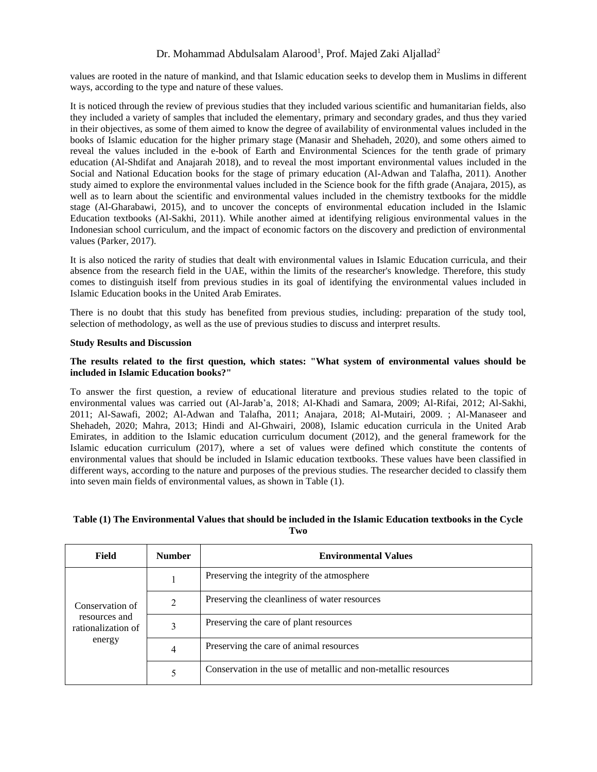values are rooted in the nature of mankind, and that Islamic education seeks to develop them in Muslims in different ways, according to the type and nature of these values.

It is noticed through the review of previous studies that they included various scientific and humanitarian fields, also they included a variety of samples that included the elementary, primary and secondary grades, and thus they varied in their objectives, as some of them aimed to know the degree of availability of environmental values included in the books of Islamic education for the higher primary stage (Manasir and Shehadeh, 2020), and some others aimed to reveal the values included in the e-book of Earth and Environmental Sciences for the tenth grade of primary education (Al-Shdifat and Anajarah 2018), and to reveal the most important environmental values included in the Social and National Education books for the stage of primary education (Al-Adwan and Talafha, 2011). Another study aimed to explore the environmental values included in the Science book for the fifth grade (Anajara, 2015), as well as to learn about the scientific and environmental values included in the chemistry textbooks for the middle stage (Al-Gharabawi, 2015), and to uncover the concepts of environmental education included in the Islamic Education textbooks (Al-Sakhi, 2011). While another aimed at identifying religious environmental values in the Indonesian school curriculum, and the impact of economic factors on the discovery and prediction of environmental values (Parker, 2017).

It is also noticed the rarity of studies that dealt with environmental values in Islamic Education curricula, and their absence from the research field in the UAE, within the limits of the researcher's knowledge. Therefore, this study comes to distinguish itself from previous studies in its goal of identifying the environmental values included in Islamic Education books in the United Arab Emirates.

There is no doubt that this study has benefited from previous studies, including: preparation of the study tool, selection of methodology, as well as the use of previous studies to discuss and interpret results.

**Study Results and Discussion**

**The results related to the first question, which states: "What system of environmental values should be included in Islamic Education books?"**

To answer the first question, a review of educational literature and previous studies related to the topic of environmental values was carried out (Al-Jarab'a, 2018; Al-Khadi and Samara, 2009; Al-Rifai, 2012; Al-Sakhi, 2011; Al-Sawafi, 2002; Al-Adwan and Talafha, 2011; Anajara, 2018; Al-Mutairi, 2009. ; Al-Manaseer and Shehadeh, 2020; Mahra, 2013; Hindi and Al-Ghwairi, 2008), Islamic education curricula in the United Arab Emirates, in addition to the Islamic education curriculum document (2012), and the general framework for the Islamic education curriculum (2017), where a set of values were defined which constitute the contents of environmental values that should be included in Islamic education textbooks. These values have been classified in different ways, according to the nature and purposes of the previous studies. The researcher decided to classify them into seven main fields of environmental values, as shown in Table (1).

**Table (1) The Environmental Values that should be included in the Islamic Education textbooks in the Cycle Two**

| Field | Number | Environmental Values |
|---|---|---|
| Conservation of resources and rationalization of energy | 1 | Preserving the integrity of the atmosphere |
| | 2 | Preserving the cleanliness of water resources |
| | 3 | Preserving the care of plant resources |
| | 4 | Preserving the care of animal resources |
| | 5 | Conservation in the use of metallic and non-metallic resources |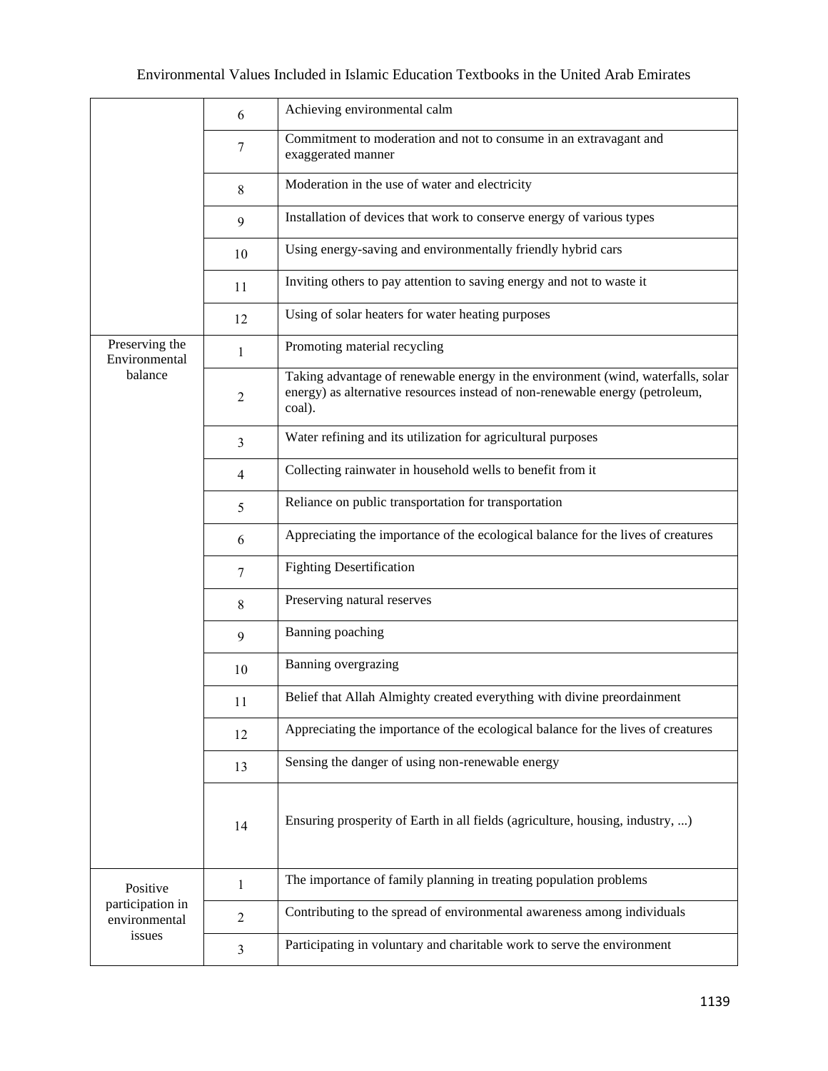| | | |
|---|---|---|
| | 6 | Achieving environmental calm |
| | 7 | Commitment to moderation and not to consume in an extravagant and exaggerated manner |
| | 8 | Moderation in the use of water and electricity |
| | 9 | Installation of devices that work to conserve energy of various types |
| | 10 | Using energy-saving and environmentally friendly hybrid cars |
| | 11 | Inviting others to pay attention to saving energy and not to waste it |
| | 12 | Using of solar heaters for water heating purposes |
| Preserving the Environmental balance | 1 | Promoting material recycling |
| | 2 | Taking advantage of renewable energy in the environment (wind, waterfalls, solar energy) as alternative resources instead of non-renewable energy (petroleum, coal). |
| | 3 | Water refining and its utilization for agricultural purposes |
| | 4 | Collecting rainwater in household wells to benefit from it |
| | 5 | Reliance on public transportation for transportation |
| | 6 | Appreciating the importance of the ecological balance for the lives of creatures |
| | 7 | Fighting Desertification |
| | 8 | Preserving natural reserves |
| | 9 | Banning poaching |
| | 10 | Banning overgrazing |
| | 11 | Belief that Allah Almighty created everything with divine preordainment |
| | 12 | Appreciating the importance of the ecological balance for the lives of creatures |
| | 13 | Sensing the danger of using non-renewable energy |
| | 14 | Ensuring prosperity of Earth in all fields (agriculture, housing, industry, ...) |
| Positive participation in environmental issues | 1 | The importance of family planning in treating population problems |
| | 2 | Contributing to the spread of environmental awareness among individuals |
| | 3 | Participating in voluntary and charitable work to serve the environment |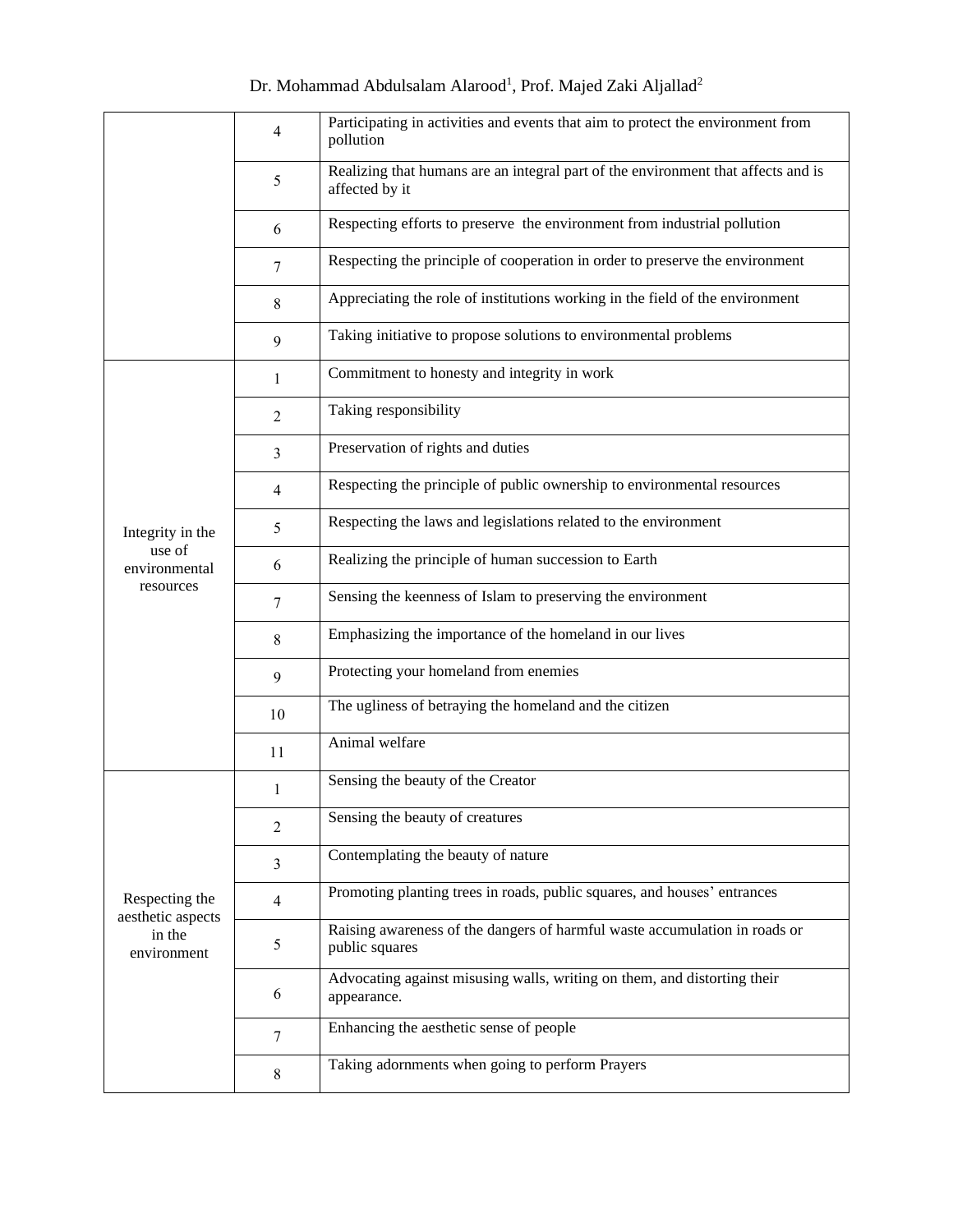| | | |
|---|---|---|
| | 4 | Participating in activities and events that aim to protect the environment from pollution |
| | 5 | Realizing that humans are an integral part of the environment that affects and is affected by it |
| | 6 | Respecting efforts to preserve the environment from industrial pollution |
| | 7 | Respecting the principle of cooperation in order to preserve the environment |
| | 8 | Appreciating the role of institutions working in the field of the environment |
| | 9 | Taking initiative to propose solutions to environmental problems |
| Integrity in the use of environmental resources | 1 | Commitment to honesty and integrity in work |
| | 2 | Taking responsibility |
| | 3 | Preservation of rights and duties |
| | 4 | Respecting the principle of public ownership to environmental resources |
| | 5 | Respecting the laws and legislations related to the environment |
| | 6 | Realizing the principle of human succession to Earth |
| | 7 | Sensing the keenness of Islam to preserving the environment |
| | 8 | Emphasizing the importance of the homeland in our lives |
| | 9 | Protecting your homeland from enemies |
| | 10 | The ugliness of betraying the homeland and the citizen |
| | 11 | Animal welfare |
| Respecting the aesthetic aspects in the environment | 1 | Sensing the beauty of the Creator |
| | 2 | Sensing the beauty of creatures |
| | 3 | Contemplating the beauty of nature |
| | 4 | Promoting planting trees in roads, public squares, and houses' entrances |
| | 5 | Raising awareness of the dangers of harmful waste accumulation in roads or public squares |
| | 6 | Advocating against misusing walls, writing on them, and distorting their appearance. |
| | 7 | Enhancing the aesthetic sense of people |
| | 8 | Taking adornments when going to perform Prayers |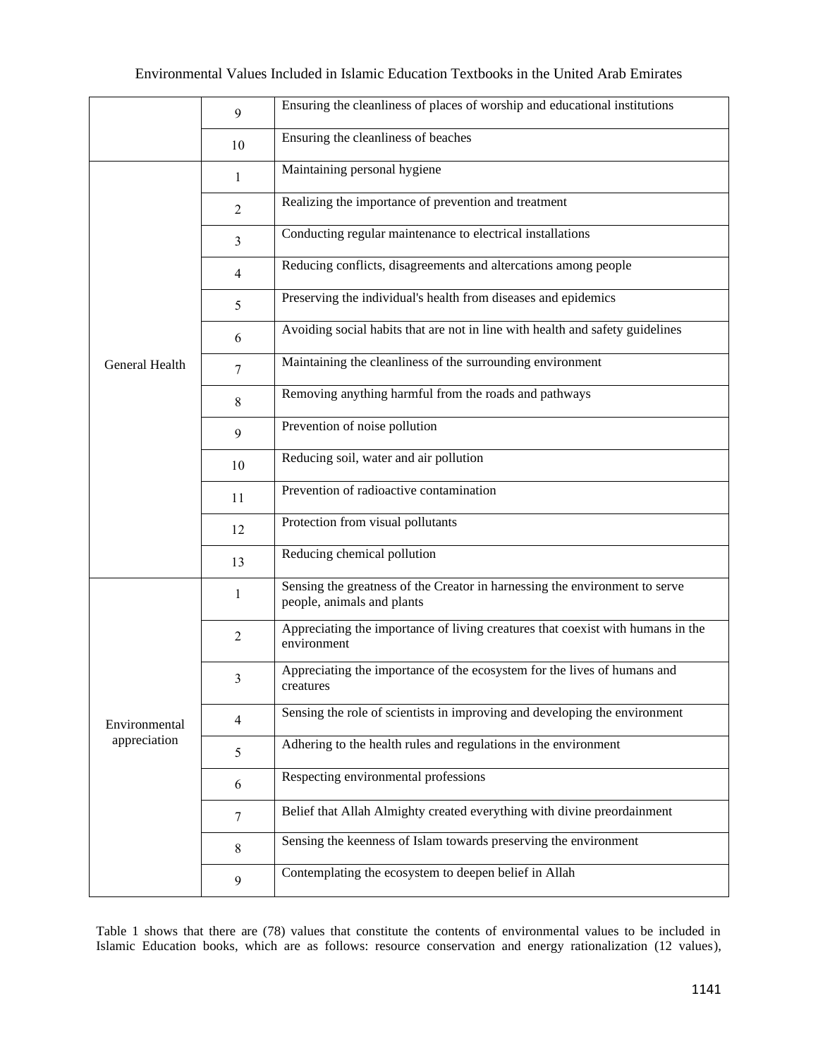| | | |
|---|---|---|
| | 9 | Ensuring the cleanliness of places of worship and educational institutions |
| | 10 | Ensuring the cleanliness of beaches |
| General Health | 1 | Maintaining personal hygiene |
| | 2 | Realizing the importance of prevention and treatment |
| | 3 | Conducting regular maintenance to electrical installations |
| | 4 | Reducing conflicts, disagreements and altercations among people |
| | 5 | Preserving the individual's health from diseases and epidemics |
| | 6 | Avoiding social habits that are not in line with health and safety guidelines |
| | 7 | Maintaining the cleanliness of the surrounding environment |
| | 8 | Removing anything harmful from the roads and pathways |
| | 9 | Prevention of noise pollution |
| | 10 | Reducing soil, water and air pollution |
| | 11 | Prevention of radioactive contamination |
| | 12 | Protection from visual pollutants |
| | 13 | Reducing chemical pollution |
| Environmental appreciation | 1 | Sensing the greatness of the Creator in harnessing the environment to serve people, animals and plants |
| | 2 | Appreciating the importance of living creatures that coexist with humans in the environment |
| | 3 | Appreciating the importance of the ecosystem for the lives of humans and creatures |
| | 4 | Sensing the role of scientists in improving and developing the environment |
| | 5 | Adhering to the health rules and regulations in the environment |
| | 6 | Respecting environmental professions |
| | 7 | Belief that Allah Almighty created everything with divine preordainment |
| | 8 | Sensing the keenness of Islam towards preserving the environment |
| | 9 | Contemplating the ecosystem to deepen belief in Allah |

Table 1 shows that there are (78) values that constitute the contents of environmental values to be included in Islamic Education books, which are as follows: resource conservation and energy rationalization (12 values),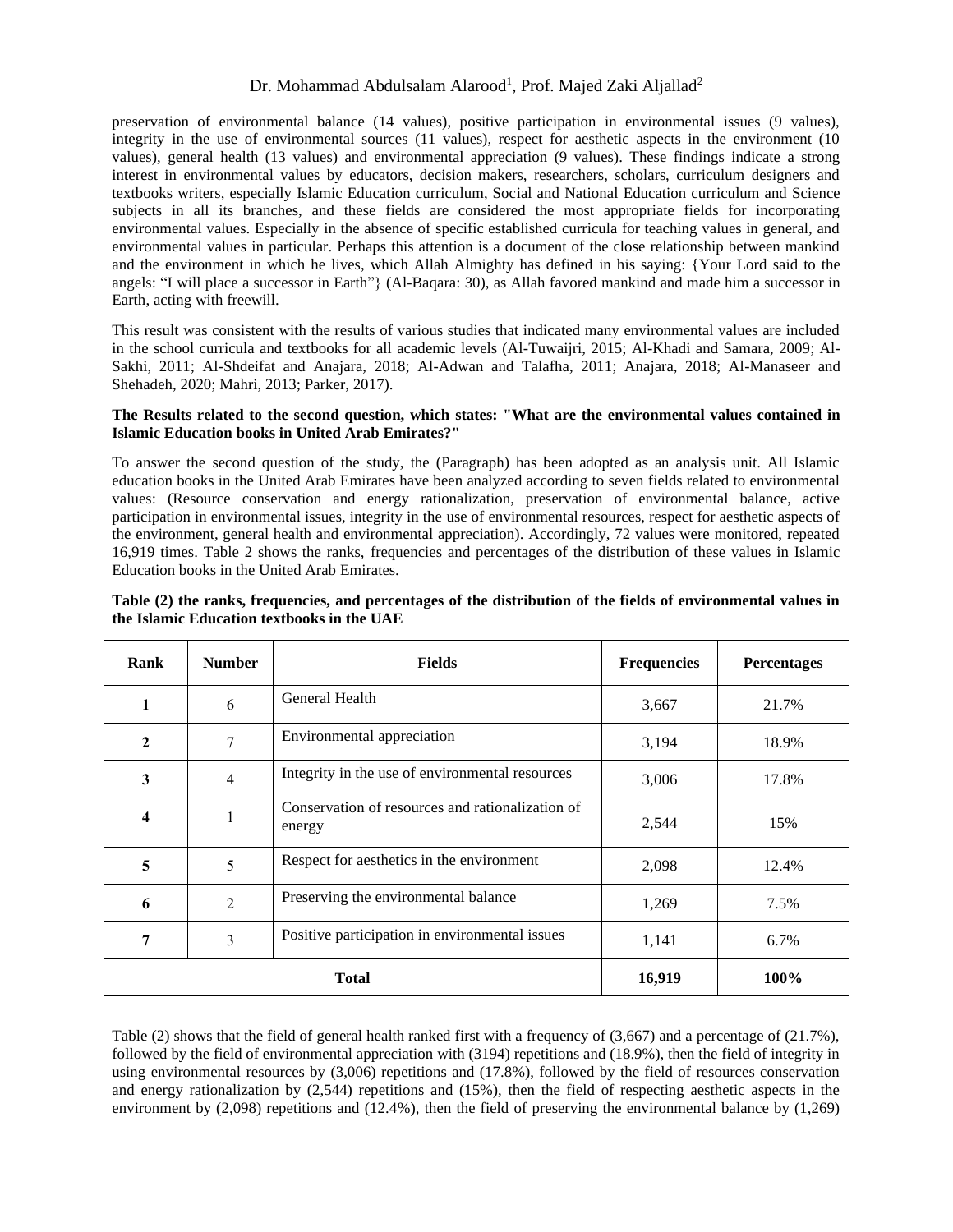preservation of environmental balance (14 values), positive participation in environmental issues (9 values), integrity in the use of environmental sources (11 values), respect for aesthetic aspects in the environment (10 values), general health (13 values) and environmental appreciation (9 values). These findings indicate a strong interest in environmental values by educators, decision makers, researchers, scholars, curriculum designers and textbooks writers, especially Islamic Education curriculum, Social and National Education curriculum and Science subjects in all its branches, and these fields are considered the most appropriate fields for incorporating environmental values. Especially in the absence of specific established curricula for teaching values in general, and environmental values in particular. Perhaps this attention is a document of the close relationship between mankind and the environment in which he lives, which Allah Almighty has defined in his saying: {Your Lord said to the angels: "I will place a successor in Earth"} (Al-Baqara: 30), as Allah favored mankind and made him a successor in Earth, acting with freewill.

This result was consistent with the results of various studies that indicated many environmental values are included in the school curricula and textbooks for all academic levels (Al-Tuwaijri, 2015; Al-Khadi and Samara, 2009; Al-Sakhi, 2011; Al-Shdeifat and Anajara, 2018; Al-Adwan and Talafha, 2011; Anajara, 2018; Al-Manaseer and Shehadeh, 2020; Mahri, 2013; Parker, 2017).

**The Results related to the second question, which states: "What are the environmental values contained in Islamic Education books in United Arab Emirates?"**

To answer the second question of the study, the (Paragraph) has been adopted as an analysis unit. All Islamic education books in the United Arab Emirates have been analyzed according to seven fields related to environmental values: (Resource conservation and energy rationalization, preservation of environmental balance, active participation in environmental issues, integrity in the use of environmental resources, respect for aesthetic aspects of the environment, general health and environmental appreciation). Accordingly, 72 values were monitored, repeated 16,919 times. Table 2 shows the ranks, frequencies and percentages of the distribution of these values in Islamic Education books in the United Arab Emirates.

**Table (2) the ranks, frequencies, and percentages of the distribution of the fields of environmental values in the Islamic Education textbooks in the UAE**

| Rank | Number | Fields | Frequencies | Percentages |
|---|---|---|---|---|
| **1** | 6 | General Health | 3,667 | 21.7% |
| **2** | 7 | Environmental appreciation | 3,194 | 18.9% |
| **3** | 4 | Integrity in the use of environmental resources | 3,006 | 17.8% |
| **4** | 1 | Conservation of resources and rationalization of energy | 2,544 | 15% |
| **5** | 5 | Respect for aesthetics in the environment | 2,098 | 12.4% |
| **6** | 2 | Preserving the environmental balance | 1,269 | 7.5% |
| **7** | 3 | Positive participation in environmental issues | 1,141 | 6.7% |
| **Total** | | | **16,919** | **100%** |

Table (2) shows that the field of general health ranked first with a frequency of (3,667) and a percentage of (21.7%), followed by the field of environmental appreciation with (3194) repetitions and (18.9%), then the field of integrity in using environmental resources by (3,006) repetitions and (17.8%), followed by the field of resources conservation and energy rationalization by (2,544) repetitions and (15%), then the field of respecting aesthetic aspects in the environment by (2,098) repetitions and (12.4%), then the field of preserving the environmental balance by (1,269)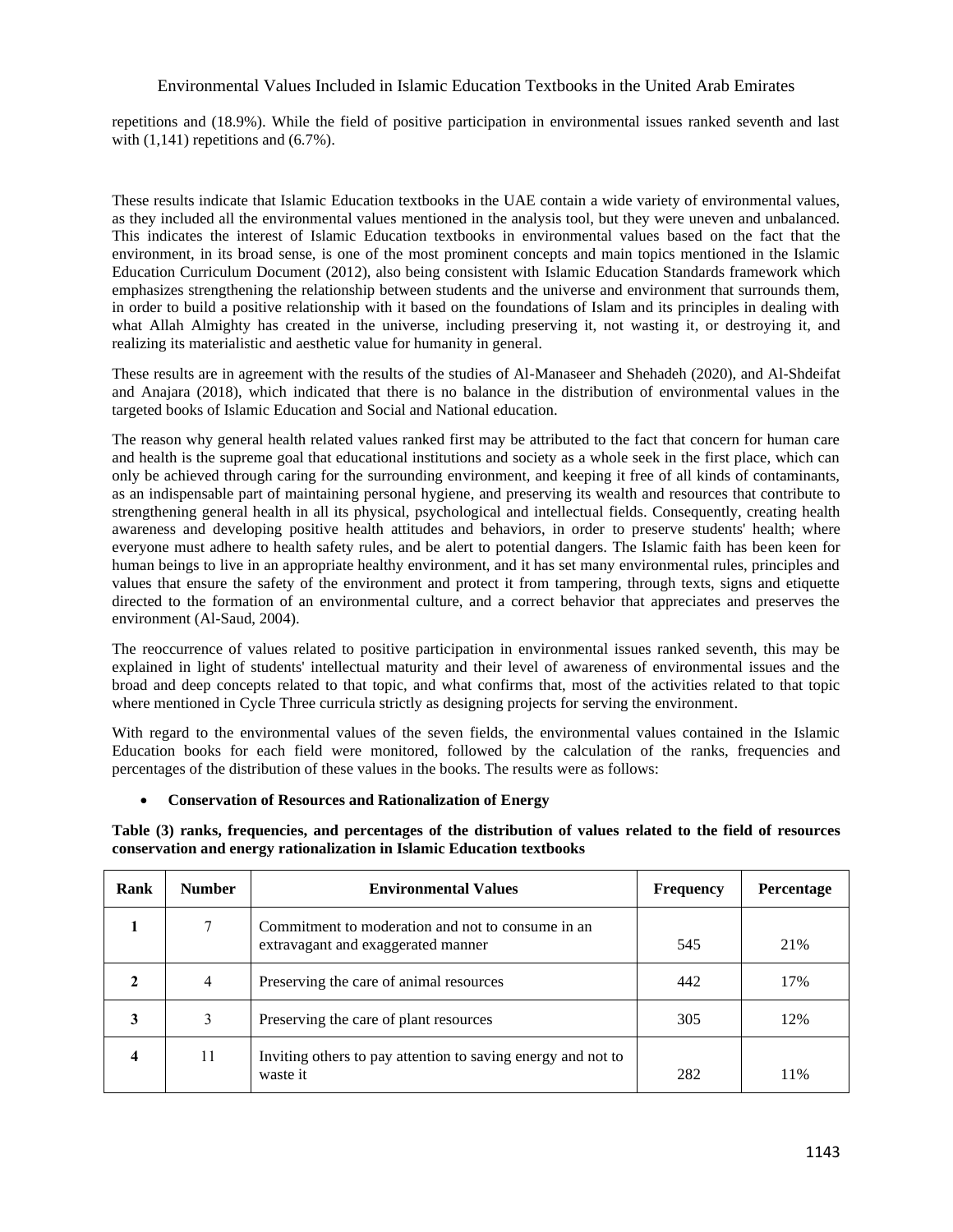repetitions and (18.9%). While the field of positive participation in environmental issues ranked seventh and last with (1,141) repetitions and (6.7%).

These results indicate that Islamic Education textbooks in the UAE contain a wide variety of environmental values, as they included all the environmental values mentioned in the analysis tool, but they were uneven and unbalanced. This indicates the interest of Islamic Education textbooks in environmental values based on the fact that the environment, in its broad sense, is one of the most prominent concepts and main topics mentioned in the Islamic Education Curriculum Document (2012), also being consistent with Islamic Education Standards framework which emphasizes strengthening the relationship between students and the universe and environment that surrounds them, in order to build a positive relationship with it based on the foundations of Islam and its principles in dealing with what Allah Almighty has created in the universe, including preserving it, not wasting it, or destroying it, and realizing its materialistic and aesthetic value for humanity in general.

These results are in agreement with the results of the studies of Al-Manaseer and Shehadeh (2020), and Al-Shdeifat and Anajara (2018), which indicated that there is no balance in the distribution of environmental values in the targeted books of Islamic Education and Social and National education.

The reason why general health related values ranked first may be attributed to the fact that concern for human care and health is the supreme goal that educational institutions and society as a whole seek in the first place, which can only be achieved through caring for the surrounding environment, and keeping it free of all kinds of contaminants, as an indispensable part of maintaining personal hygiene, and preserving its wealth and resources that contribute to strengthening general health in all its physical, psychological and intellectual fields. Consequently, creating health awareness and developing positive health attitudes and behaviors, in order to preserve students' health; where everyone must adhere to health safety rules, and be alert to potential dangers. The Islamic faith has been keen for human beings to live in an appropriate healthy environment, and it has set many environmental rules, principles and values that ensure the safety of the environment and protect it from tampering, through texts, signs and etiquette directed to the formation of an environmental culture, and a correct behavior that appreciates and preserves the environment (Al-Saud, 2004).

The reoccurrence of values related to positive participation in environmental issues ranked seventh, this may be explained in light of students' intellectual maturity and their level of awareness of environmental issues and the broad and deep concepts related to that topic, and what confirms that, most of the activities related to that topic where mentioned in Cycle Three curricula strictly as designing projects for serving the environment.

With regard to the environmental values of the seven fields, the environmental values contained in the Islamic Education books for each field were monitored, followed by the calculation of the ranks, frequencies and percentages of the distribution of these values in the books. The results were as follows:

- **Conservation of Resources and Rationalization of Energy**

**Table (3) ranks, frequencies, and percentages of the distribution of values related to the field of resources conservation and energy rationalization in Islamic Education textbooks**

| Rank | Number | Environmental Values | Frequency | Percentage |
|---|---|---|---|---|
| **1** | 7 | Commitment to moderation and not to consume in an extravagant and exaggerated manner | 545 | 21% |
| **2** | 4 | Preserving the care of animal resources | 442 | 17% |
| **3** | 3 | Preserving the care of plant resources | 305 | 12% |
| **4** | 11 | Inviting others to pay attention to saving energy and not to waste it | 282 | 11% |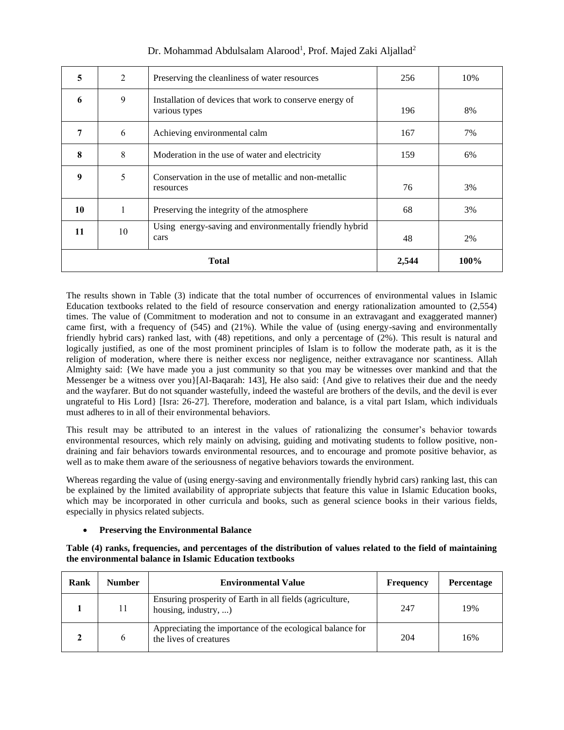| | | | | |
|---|---|---|---|---|
| **5** | 2 | Preserving the cleanliness of water resources | 256 | 10% |
| **6** | 9 | Installation of devices that work to conserve energy of various types | 196 | 8% |
| **7** | 6 | Achieving environmental calm | 167 | 7% |
| **8** | 8 | Moderation in the use of water and electricity | 159 | 6% |
| **9** | 5 | Conservation in the use of metallic and non-metallic resources | 76 | 3% |
| **10** | 1 | Preserving the integrity of the atmosphere | 68 | 3% |
| **11** | 10 | Using energy-saving and environmentally friendly hybrid cars | 48 | 2% |
| **Total** | | | **2,544** | **100%** |

The results shown in Table (3) indicate that the total number of occurrences of environmental values in Islamic Education textbooks related to the field of resource conservation and energy rationalization amounted to (2,554) times. The value of (Commitment to moderation and not to consume in an extravagant and exaggerated manner) came first, with a frequency of (545) and (21%). While the value of (using energy-saving and environmentally friendly hybrid cars) ranked last, with (48) repetitions, and only a percentage of (2%). This result is natural and logically justified, as one of the most prominent principles of Islam is to follow the moderate path, as it is the religion of moderation, where there is neither excess nor negligence, neither extravagance nor scantiness. Allah Almighty said: {We have made you a just community so that you may be witnesses over mankind and that the Messenger be a witness over you}[Al-Baqarah: 143], He also said: {And give to relatives their due and the needy and the wayfarer. But do not squander wastefully, indeed the wasteful are brothers of the devils, and the devil is ever ungrateful to His Lord} [Isra: 26-27]. Therefore, moderation and balance, is a vital part Islam, which individuals must adheres to in all of their environmental behaviors.

This result may be attributed to an interest in the values of rationalizing the consumer's behavior towards environmental resources, which rely mainly on advising, guiding and motivating students to follow positive, non-draining and fair behaviors towards environmental resources, and to encourage and promote positive behavior, as well as to make them aware of the seriousness of negative behaviors towards the environment.

Whereas regarding the value of (using energy-saving and environmentally friendly hybrid cars) ranking last, this can be explained by the limited availability of appropriate subjects that feature this value in Islamic Education books, which may be incorporated in other curricula and books, such as general science books in their various fields, especially in physics related subjects.

- **Preserving the Environmental Balance**

**Table (4) ranks, frequencies, and percentages of the distribution of values related to the field of maintaining the environmental balance in Islamic Education textbooks**

| Rank | Number | Environmental Value | Frequency | Percentage |
|---|---|---|---|---|
| **1** | 11 | Ensuring prosperity of Earth in all fields (agriculture, housing, industry, ...) | 247 | 19% |
| **2** | 6 | Appreciating the importance of the ecological balance for the lives of creatures | 204 | 16% |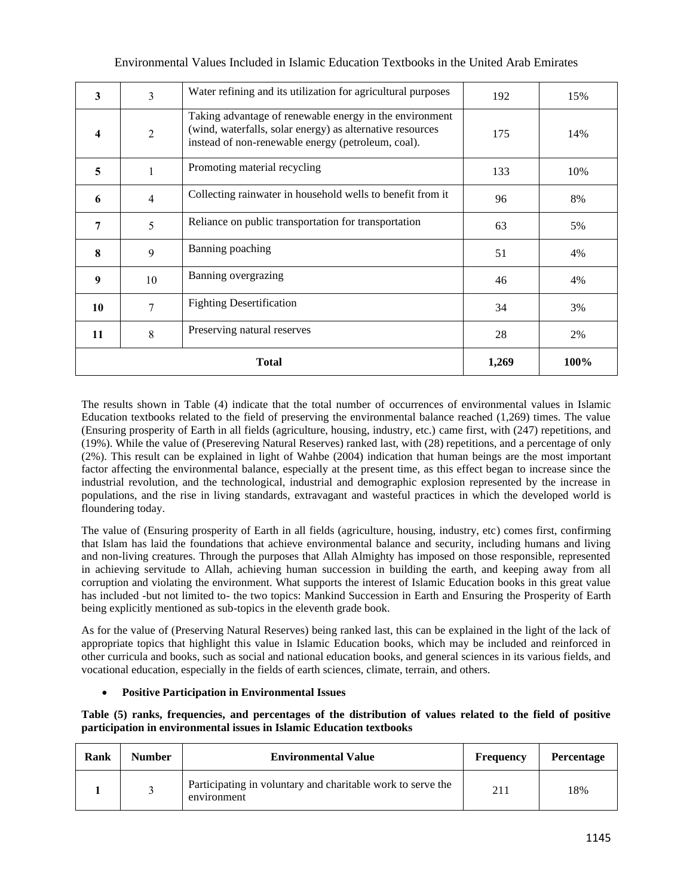| | | | | |
|---|---|---|---|---|
| **3** | 3 | Water refining and its utilization for agricultural purposes | 192 | 15% |
| **4** | 2 | Taking advantage of renewable energy in the environment (wind, waterfalls, solar energy) as alternative resources instead of non-renewable energy (petroleum, coal). | 175 | 14% |
| **5** | 1 | Promoting material recycling | 133 | 10% |
| **6** | 4 | Collecting rainwater in household wells to benefit from it | 96 | 8% |
| **7** | 5 | Reliance on public transportation for transportation | 63 | 5% |
| **8** | 9 | Banning poaching | 51 | 4% |
| **9** | 10 | Banning overgrazing | 46 | 4% |
| **10** | 7 | Fighting Desertification | 34 | 3% |
| **11** | 8 | Preserving natural reserves | 28 | 2% |
| **Total** | | | **1,269** | **100%** |

The results shown in Table (4) indicate that the total number of occurrences of environmental values in Islamic Education textbooks related to the field of preserving the environmental balance reached (1,269) times. The value (Ensuring prosperity of Earth in all fields (agriculture, housing, industry, etc.) came first, with (247) repetitions, and (19%). While the value of (Presereving Natural Reserves) ranked last, with (28) repetitions, and a percentage of only (2%). This result can be explained in light of Wahbe (2004) indication that human beings are the most important factor affecting the environmental balance, especially at the present time, as this effect began to increase since the industrial revolution, and the technological, industrial and demographic explosion represented by the increase in populations, and the rise in living standards, extravagant and wasteful practices in which the developed world is floundering today.

The value of (Ensuring prosperity of Earth in all fields (agriculture, housing, industry, etc) comes first, confirming that Islam has laid the foundations that achieve environmental balance and security, including humans and living and non-living creatures. Through the purposes that Allah Almighty has imposed on those responsible, represented in achieving servitude to Allah, achieving human succession in building the earth, and keeping away from all corruption and violating the environment. What supports the interest of Islamic Education books in this great value has included -but not limited to- the two topics: Mankind Succession in Earth and Ensuring the Prosperity of Earth being explicitly mentioned as sub-topics in the eleventh grade book.

As for the value of (Preserving Natural Reserves) being ranked last, this can be explained in the light of the lack of appropriate topics that highlight this value in Islamic Education books, which may be included and reinforced in other curricula and books, such as social and national education books, and general sciences in its various fields, and vocational education, especially in the fields of earth sciences, climate, terrain, and others.

- **Positive Participation in Environmental Issues**

**Table (5) ranks, frequencies, and percentages of the distribution of values related to the field of positive participation in environmental issues in Islamic Education textbooks**

| Rank | Number | Environmental Value | Frequency | Percentage |
|---|---|---|---|---|
| **1** | 3 | Participating in voluntary and charitable work to serve the environment | 211 | 18% |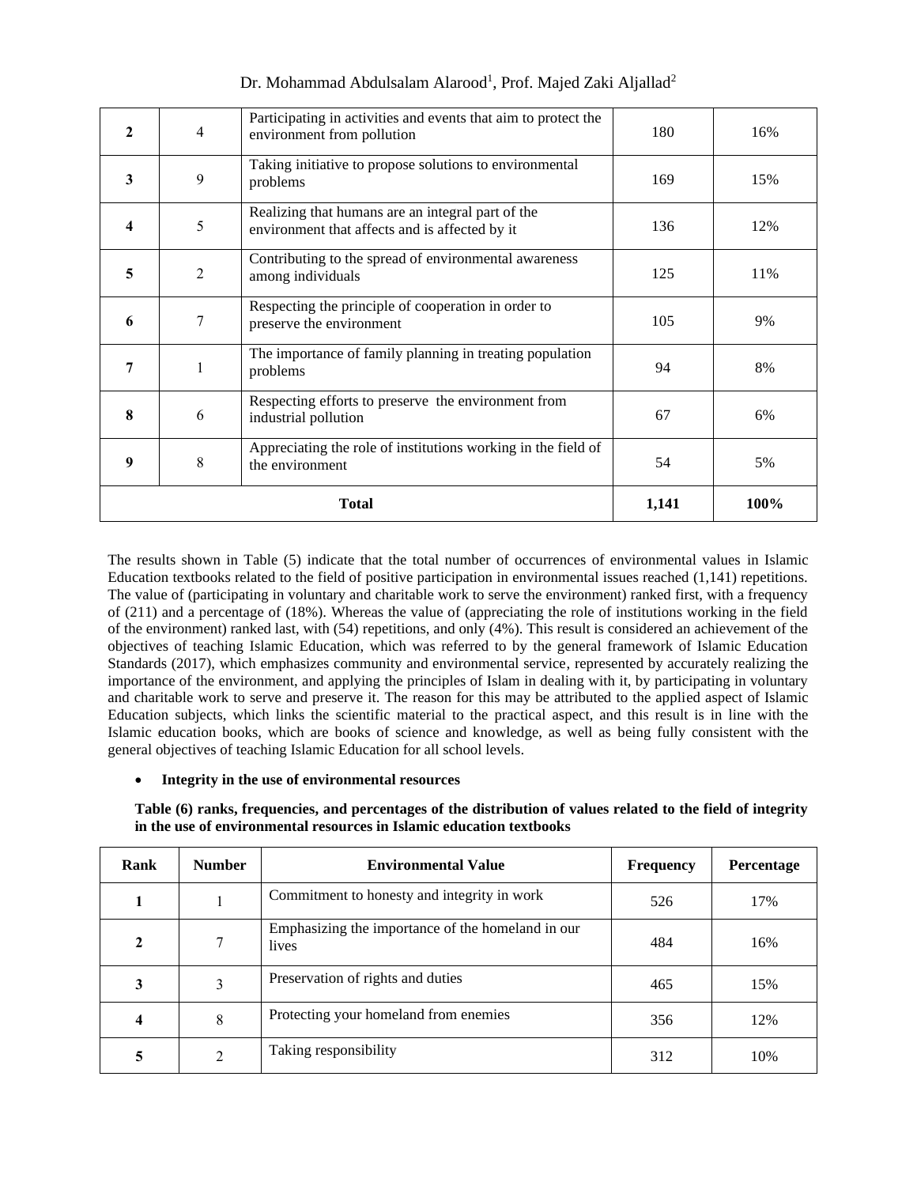| | | | | |
|---|---|---|---|---|
| **2** | 4 | Participating in activities and events that aim to protect the environment from pollution | 180 | 16% |
| **3** | 9 | Taking initiative to propose solutions to environmental problems | 169 | 15% |
| **4** | 5 | Realizing that humans are an integral part of the environment that affects and is affected by it | 136 | 12% |
| **5** | 2 | Contributing to the spread of environmental awareness among individuals | 125 | 11% |
| **6** | 7 | Respecting the principle of cooperation in order to preserve the environment | 105 | 9% |
| **7** | 1 | The importance of family planning in treating population problems | 94 | 8% |
| **8** | 6 | Respecting efforts to preserve the environment from industrial pollution | 67 | 6% |
| **9** | 8 | Appreciating the role of institutions working in the field of the environment | 54 | 5% |
| **Total** | | | **1,141** | **100%** |

The results shown in Table (5) indicate that the total number of occurrences of environmental values in Islamic Education textbooks related to the field of positive participation in environmental issues reached (1,141) repetitions. The value of (participating in voluntary and charitable work to serve the environment) ranked first, with a frequency of (211) and a percentage of (18%). Whereas the value of (appreciating the role of institutions working in the field of the environment) ranked last, with (54) repetitions, and only (4%). This result is considered an achievement of the objectives of teaching Islamic Education, which was referred to by the general framework of Islamic Education Standards (2017), which emphasizes community and environmental service, represented by accurately realizing the importance of the environment, and applying the principles of Islam in dealing with it, by participating in voluntary and charitable work to serve and preserve it. The reason for this may be attributed to the applied aspect of Islamic Education subjects, which links the scientific material to the practical aspect, and this result is in line with the Islamic education books, which are books of science and knowledge, as well as being fully consistent with the general objectives of teaching Islamic Education for all school levels.

- **Integrity in the use of environmental resources**

**Table (6) ranks, frequencies, and percentages of the distribution of values related to the field of integrity in the use of environmental resources in Islamic education textbooks**

| Rank | Number | Environmental Value | Frequency | Percentage |
|---|---|---|---|---|
| **1** | 1 | Commitment to honesty and integrity in work | 526 | 17% |
| **2** | 7 | Emphasizing the importance of the homeland in our lives | 484 | 16% |
| **3** | 3 | Preservation of rights and duties | 465 | 15% |
| **4** | 8 | Protecting your homeland from enemies | 356 | 12% |
| **5** | 2 | Taking responsibility | 312 | 10% |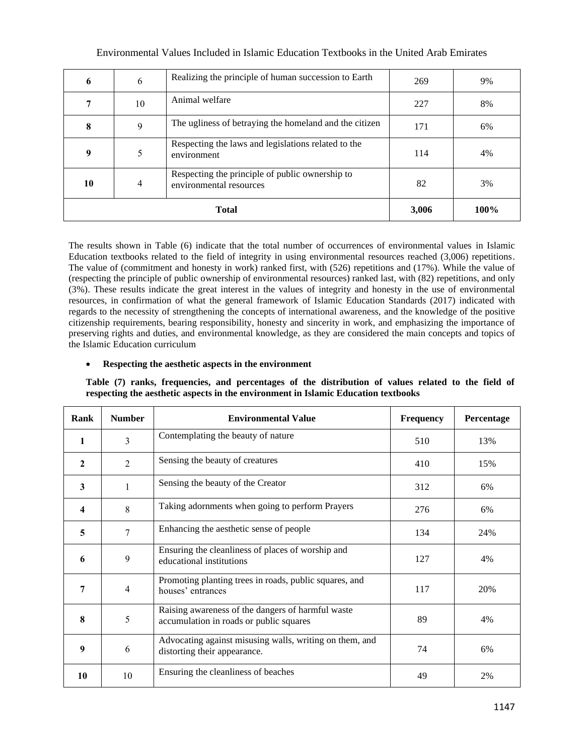| | | | | |
|---|---|---|---|---|
| **6** | 6 | Realizing the principle of human succession to Earth | 269 | 9% |
| **7** | 10 | Animal welfare | 227 | 8% |
| **8** | 9 | The ugliness of betraying the homeland and the citizen | 171 | 6% |
| **9** | 5 | Respecting the laws and legislations related to the environment | 114 | 4% |
| **10** | 4 | Respecting the principle of public ownership to environmental resources | 82 | 3% |
| **Total** | | | **3,006** | **100%** |

The results shown in Table (6) indicate that the total number of occurrences of environmental values in Islamic Education textbooks related to the field of integrity in using environmental resources reached (3,006) repetitions. The value of (commitment and honesty in work) ranked first, with (526) repetitions and (17%). While the value of (respecting the principle of public ownership of environmental resources) ranked last, with (82) repetitions, and only (3%). These results indicate the great interest in the values of integrity and honesty in the use of environmental resources, in confirmation of what the general framework of Islamic Education Standards (2017) indicated with regards to the necessity of strengthening the concepts of international awareness, and the knowledge of the positive citizenship requirements, bearing responsibility, honesty and sincerity in work, and emphasizing the importance of preserving rights and duties, and environmental knowledge, as they are considered the main concepts and topics of the Islamic Education curriculum

- **Respecting the aesthetic aspects in the environment**

**Table (7) ranks, frequencies, and percentages of the distribution of values related to the field of respecting the aesthetic aspects in the environment in Islamic Education textbooks**

| Rank | Number | Environmental Value | Frequency | Percentage |
|---|---|---|---|---|
| **1** | 3 | Contemplating the beauty of nature | 510 | 13% |
| **2** | 2 | Sensing the beauty of creatures | 410 | 15% |
| **3** | 1 | Sensing the beauty of the Creator | 312 | 6% |
| **4** | 8 | Taking adornments when going to perform Prayers | 276 | 6% |
| **5** | 7 | Enhancing the aesthetic sense of people | 134 | 24% |
| **6** | 9 | Ensuring the cleanliness of places of worship and educational institutions | 127 | 4% |
| **7** | 4 | Promoting planting trees in roads, public squares, and houses' entrances | 117 | 20% |
| **8** | 5 | Raising awareness of the dangers of harmful waste accumulation in roads or public squares | 89 | 4% |
| **9** | 6 | Advocating against misusing walls, writing on them, and distorting their appearance. | 74 | 6% |
| **10** | 10 | Ensuring the cleanliness of beaches | 49 | 2% |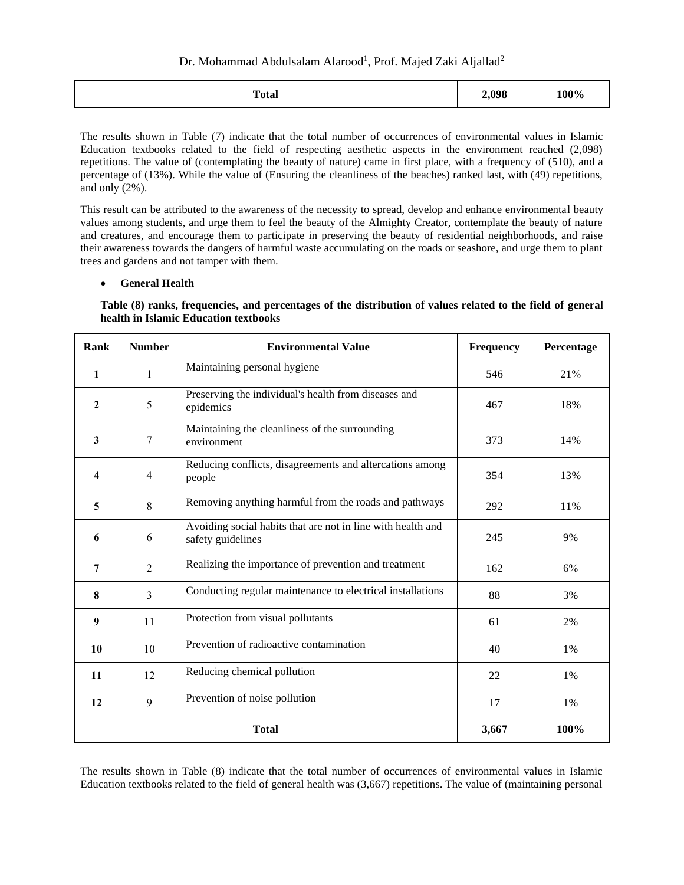| | | |
|---|---|---|
| **Total** | **2,098** | **100%** |

The results shown in Table (7) indicate that the total number of occurrences of environmental values in Islamic Education textbooks related to the field of respecting aesthetic aspects in the environment reached (2,098) repetitions. The value of (contemplating the beauty of nature) came in first place, with a frequency of (510), and a percentage of (13%). While the value of (Ensuring the cleanliness of the beaches) ranked last, with (49) repetitions, and only (2%).

This result can be attributed to the awareness of the necessity to spread, develop and enhance environmental beauty values among students, and urge them to feel the beauty of the Almighty Creator, contemplate the beauty of nature and creatures, and encourage them to participate in preserving the beauty of residential neighborhoods, and raise their awareness towards the dangers of harmful waste accumulating on the roads or seashore, and urge them to plant trees and gardens and not tamper with them.

- **General Health**

**Table (8) ranks, frequencies, and percentages of the distribution of values related to the field of general health in Islamic Education textbooks**

| Rank | Number | Environmental Value | Frequency | Percentage |
|---|---|---|---|---|
| **1** | 1 | Maintaining personal hygiene | 546 | 21% |
| **2** | 5 | Preserving the individual's health from diseases and epidemics | 467 | 18% |
| **3** | 7 | Maintaining the cleanliness of the surrounding environment | 373 | 14% |
| **4** | 4 | Reducing conflicts, disagreements and altercations among people | 354 | 13% |
| **5** | 8 | Removing anything harmful from the roads and pathways | 292 | 11% |
| **6** | 6 | Avoiding social habits that are not in line with health and safety guidelines | 245 | 9% |
| **7** | 2 | Realizing the importance of prevention and treatment | 162 | 6% |
| **8** | 3 | Conducting regular maintenance to electrical installations | 88 | 3% |
| **9** | 11 | Protection from visual pollutants | 61 | 2% |
| **10** | 10 | Prevention of radioactive contamination | 40 | 1% |
| **11** | 12 | Reducing chemical pollution | 22 | 1% |
| **12** | 9 | Prevention of noise pollution | 17 | 1% |
| **Total** | | | **3,667** | **100%** |

The results shown in Table (8) indicate that the total number of occurrences of environmental values in Islamic Education textbooks related to the field of general health was (3,667) repetitions. The value of (maintaining personal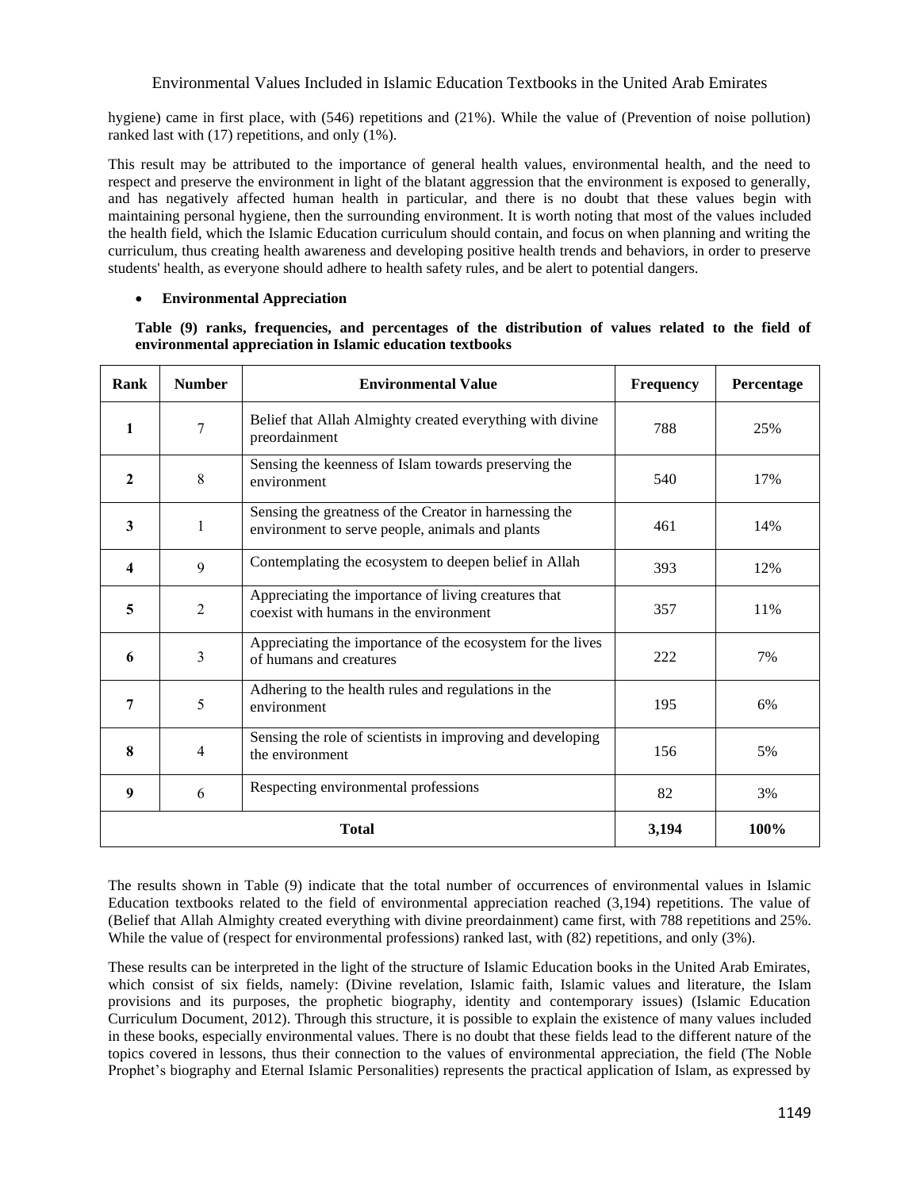hygiene) came in first place, with (546) repetitions and (21%). While the value of (Prevention of noise pollution) ranked last with (17) repetitions, and only (1%).

This result may be attributed to the importance of general health values, environmental health, and the need to respect and preserve the environment in light of the blatant aggression that the environment is exposed to generally, and has negatively affected human health in particular, and there is no doubt that these values begin with maintaining personal hygiene, then the surrounding environment. It is worth noting that most of the values included the health field, which the Islamic Education curriculum should contain, and focus on when planning and writing the curriculum, thus creating health awareness and developing positive health trends and behaviors, in order to preserve students' health, as everyone should adhere to health safety rules, and be alert to potential dangers.

- **Environmental Appreciation**

**Table (9) ranks, frequencies, and percentages of the distribution of values related to the field of environmental appreciation in Islamic education textbooks**

| Rank | Number | Environmental Value | Frequency | Percentage |
|---|---|---|---|---|
| **1** | 7 | Belief that Allah Almighty created everything with divine preordainment | 788 | 25% |
| **2** | 8 | Sensing the keenness of Islam towards preserving the environment | 540 | 17% |
| **3** | 1 | Sensing the greatness of the Creator in harnessing the environment to serve people, animals and plants | 461 | 14% |
| **4** | 9 | Contemplating the ecosystem to deepen belief in Allah | 393 | 12% |
| **5** | 2 | Appreciating the importance of living creatures that coexist with humans in the environment | 357 | 11% |
| **6** | 3 | Appreciating the importance of the ecosystem for the lives of humans and creatures | 222 | 7% |
| **7** | 5 | Adhering to the health rules and regulations in the environment | 195 | 6% |
| **8** | 4 | Sensing the role of scientists in improving and developing the environment | 156 | 5% |
| **9** | 6 | Respecting environmental professions | 82 | 3% |
| **Total** | | | **3,194** | **100%** |

The results shown in Table (9) indicate that the total number of occurrences of environmental values in Islamic Education textbooks related to the field of environmental appreciation reached (3,194) repetitions. The value of (Belief that Allah Almighty created everything with divine preordainment) came first, with 788 repetitions and 25%. While the value of (respect for environmental professions) ranked last, with (82) repetitions, and only (3%).

These results can be interpreted in the light of the structure of Islamic Education books in the United Arab Emirates, which consist of six fields, namely: (Divine revelation, Islamic faith, Islamic values and literature, the Islam provisions and its purposes, the prophetic biography, identity and contemporary issues) (Islamic Education Curriculum Document, 2012). Through this structure, it is possible to explain the existence of many values included in these books, especially environmental values. There is no doubt that these fields lead to the different nature of the topics covered in lessons, thus their connection to the values of environmental appreciation, the field (The Noble Prophet's biography and Eternal Islamic Personalities) represents the practical application of Islam, as expressed by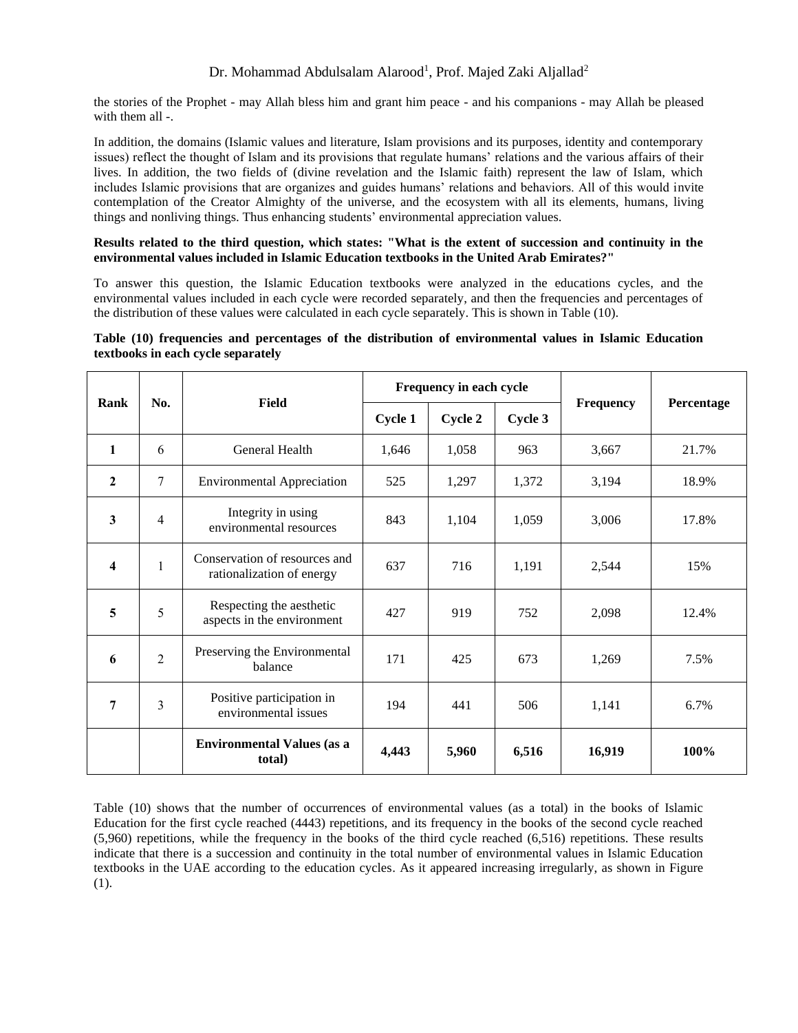the stories of the Prophet - may Allah bless him and grant him peace - and his companions - may Allah be pleased with them all -.

In addition, the domains (Islamic values and literature, Islam provisions and its purposes, identity and contemporary issues) reflect the thought of Islam and its provisions that regulate humans' relations and the various affairs of their lives. In addition, the two fields of (divine revelation and the Islamic faith) represent the law of Islam, which includes Islamic provisions that are organizes and guides humans' relations and behaviors. All of this would invite contemplation of the Creator Almighty of the universe, and the ecosystem with all its elements, humans, living things and nonliving things. Thus enhancing students' environmental appreciation values.

**Results related to the third question, which states: "What is the extent of succession and continuity in the environmental values included in Islamic Education textbooks in the United Arab Emirates?"**

To answer this question, the Islamic Education textbooks were analyzed in the educations cycles, and the environmental values included in each cycle were recorded separately, and then the frequencies and percentages of the distribution of these values were calculated in each cycle separately. This is shown in Table (10).

**Table (10) frequencies and percentages of the distribution of environmental values in Islamic Education textbooks in each cycle separately**

| Rank | No. | Field | Frequency in each cycle | | | Frequency | Percentage |
|---|---|---|---|---|---|---|---|
| | | | Cycle 1 | Cycle 2 | Cycle 3 | | |
| 1 | 6 | General Health | 1,646 | 1,058 | 963 | 3,667 | 21.7% |
| 2 | 7 | Environmental Appreciation | 525 | 1,297 | 1,372 | 3,194 | 18.9% |
| 3 | 4 | Integrity in using environmental resources | 843 | 1,104 | 1,059 | 3,006 | 17.8% |
| 4 | 1 | Conservation of resources and rationalization of energy | 637 | 716 | 1,191 | 2,544 | 15% |
| 5 | 5 | Respecting the aesthetic aspects in the environment | 427 | 919 | 752 | 2,098 | 12.4% |
| 6 | 2 | Preserving the Environmental balance | 171 | 425 | 673 | 1,269 | 7.5% |
| 7 | 3 | Positive participation in environmental issues | 194 | 441 | 506 | 1,141 | 6.7% |
| | | **Environmental Values (as a total)** | **4,443** | **5,960** | **6,516** | **16,919** | **100%** |

Table (10) shows that the number of occurrences of environmental values (as a total) in the books of Islamic Education for the first cycle reached (4443) repetitions, and its frequency in the books of the second cycle reached (5,960) repetitions, while the frequency in the books of the third cycle reached (6,516) repetitions. These results indicate that there is a succession and continuity in the total number of environmental values in Islamic Education textbooks in the UAE according to the education cycles. As it appeared increasing irregularly, as shown in Figure (1).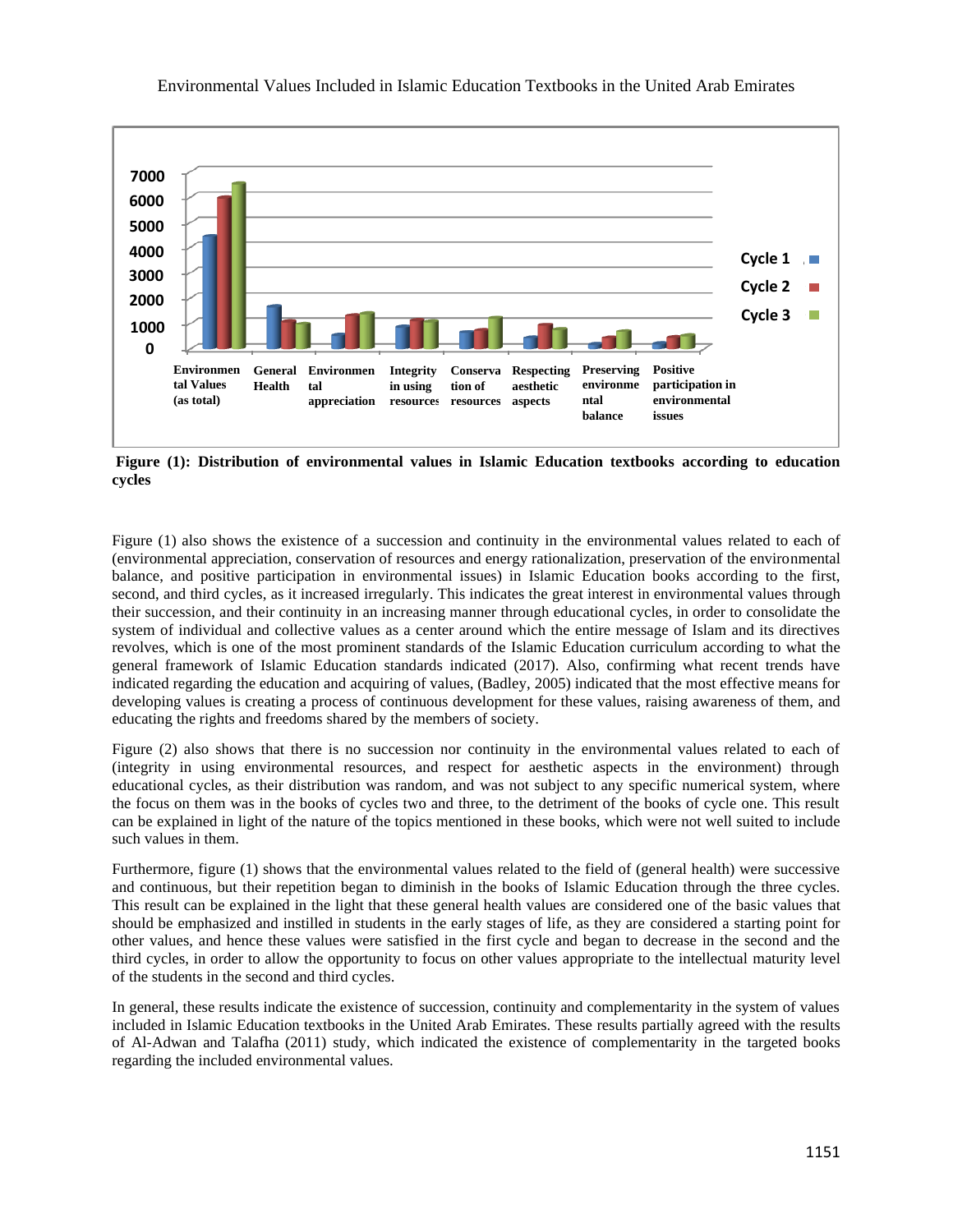Figure (1): Distribution of environmental values in Islamic Education textbooks according to education cycles

Figure (1) also shows the existence of a succession and continuity in the environmental values related to each of (environmental appreciation, conservation of resources and energy rationalization, preservation of the environmental balance, and positive participation in environmental issues) in Islamic Education books according to the first, second, and third cycles, as it increased irregularly. This indicates the great interest in environmental values through their succession, and their continuity in an increasing manner through educational cycles, in order to consolidate the system of individual and collective values as a center around which the entire message of Islam and its directives revolves, which is one of the most prominent standards of the Islamic Education curriculum according to what the general framework of Islamic Education standards indicated (2017). Also, confirming what recent trends have indicated regarding the education and acquiring of values, (Badley, 2005) indicated that the most effective means for developing values is creating a process of continuous development for these values, raising awareness of them, and educating the rights and freedoms shared by the members of society.

Figure (2) also shows that there is no succession nor continuity in the environmental values related to each of (integrity in using environmental resources, and respect for aesthetic aspects in the environment) through educational cycles, as their distribution was random, and was not subject to any specific numerical system, where the focus on them was in the books of cycles two and three, to the detriment of the books of cycle one. This result can be explained in light of the nature of the topics mentioned in these books, which were not well suited to include such values in them.

Furthermore, figure (1) shows that the environmental values related to the field of (general health) were successive and continuous, but their repetition began to diminish in the books of Islamic Education through the three cycles. This result can be explained in the light that these general health values are considered one of the basic values that should be emphasized and instilled in students in the early stages of life, as they are considered a starting point for other values, and hence these values were satisfied in the first cycle and began to decrease in the second and the third cycles, in order to allow the opportunity to focus on other values appropriate to the intellectual maturity level of the students in the second and third cycles.

In general, these results indicate the existence of succession, continuity and complementarity in the system of values included in Islamic Education textbooks in the United Arab Emirates. These results partially agreed with the results of Al-Adwan and Talafha (2011) study, which indicated the existence of complementarity in the targeted books regarding the included environmental values.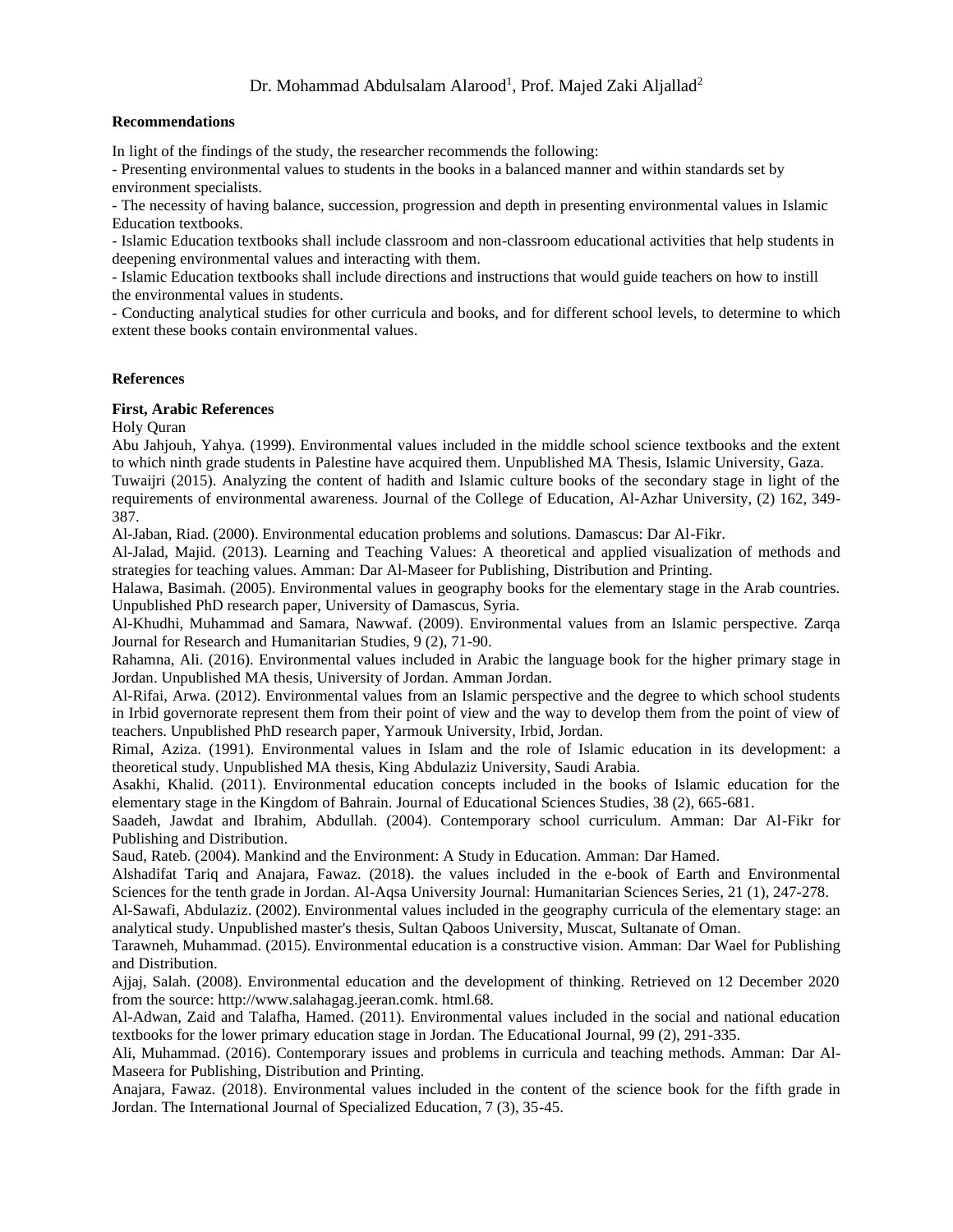**Recommendations**

In light of the findings of the study, the researcher recommends the following:

- Presenting environmental values to students in the books in a balanced manner and within standards set by environment specialists.
- The necessity of having balance, succession, progression and depth in presenting environmental values in Islamic Education textbooks.
- Islamic Education textbooks shall include classroom and non-classroom educational activities that help students in deepening environmental values and interacting with them.
- Islamic Education textbooks shall include directions and instructions that would guide teachers on how to instill the environmental values in students.
- Conducting analytical studies for other curricula and books, and for different school levels, to determine to which extent these books contain environmental values.

**References**

**First, Arabic References**

Holy Quran

Abu Jahjouh, Yahya. (1999). Environmental values included in the middle school science textbooks and the extent to which ninth grade students in Palestine have acquired them. Unpublished MA Thesis, Islamic University, Gaza.

Tuwaijri (2015). Analyzing the content of hadith and Islamic culture books of the secondary stage in light of the requirements of environmental awareness. Journal of the College of Education, Al-Azhar University, (2) 162, 349-387.

Al-Jaban, Riad. (2000). Environmental education problems and solutions. Damascus: Dar Al-Fikr.

Al-Jalad, Majid. (2013). Learning and Teaching Values: A theoretical and applied visualization of methods and strategies for teaching values. Amman: Dar Al-Maseer for Publishing, Distribution and Printing.

Halawa, Basimah. (2005). Environmental values in geography books for the elementary stage in the Arab countries. Unpublished PhD research paper, University of Damascus, Syria.

Al-Khudhi, Muhammad and Samara, Nawwaf. (2009). Environmental values from an Islamic perspective. Zarqa Journal for Research and Humanitarian Studies, 9 (2), 71-90.

Rahamna, Ali. (2016). Environmental values included in Arabic the language book for the higher primary stage in Jordan. Unpublished MA thesis, University of Jordan. Amman Jordan.

Al-Rifai, Arwa. (2012). Environmental values from an Islamic perspective and the degree to which school students in Irbid governorate represent them from their point of view and the way to develop them from the point of view of teachers. Unpublished PhD research paper, Yarmouk University, Irbid, Jordan.

Rimal, Aziza. (1991). Environmental values in Islam and the role of Islamic education in its development: a theoretical study. Unpublished MA thesis, King Abdulaziz University, Saudi Arabia.

Asakhi, Khalid. (2011). Environmental education concepts included in the books of Islamic education for the elementary stage in the Kingdom of Bahrain. Journal of Educational Sciences Studies, 38 (2), 665-681.

Saadeh, Jawdat and Ibrahim, Abdullah. (2004). Contemporary school curriculum. Amman: Dar Al-Fikr for Publishing and Distribution.

Saud, Rateb. (2004). Mankind and the Environment: A Study in Education. Amman: Dar Hamed.

Alshadifat Tariq and Anajara, Fawaz. (2018). the values included in the e-book of Earth and Environmental Sciences for the tenth grade in Jordan. Al-Aqsa University Journal: Humanitarian Sciences Series, 21 (1), 247-278.

Al-Sawafi, Abdulaziz. (2002). Environmental values included in the geography curricula of the elementary stage: an analytical study. Unpublished master's thesis, Sultan Qaboos University, Muscat, Sultanate of Oman.

Tarawneh, Muhammad. (2015). Environmental education is a constructive vision. Amman: Dar Wael for Publishing and Distribution.

Ajjaj, Salah. (2008). Environmental education and the development of thinking. Retrieved on 12 December 2020 from the source: http://www.salahagag.jeeran.comk. html.68.

Al-Adwan, Zaid and Talafha, Hamed. (2011). Environmental values included in the social and national education textbooks for the lower primary education stage in Jordan. The Educational Journal, 99 (2), 291-335.

Ali, Muhammad. (2016). Contemporary issues and problems in curricula and teaching methods. Amman: Dar Al-Maseera for Publishing, Distribution and Printing.

Anajara, Fawaz. (2018). Environmental values included in the content of the science book for the fifth grade in Jordan. The International Journal of Specialized Education, 7 (3), 35-45.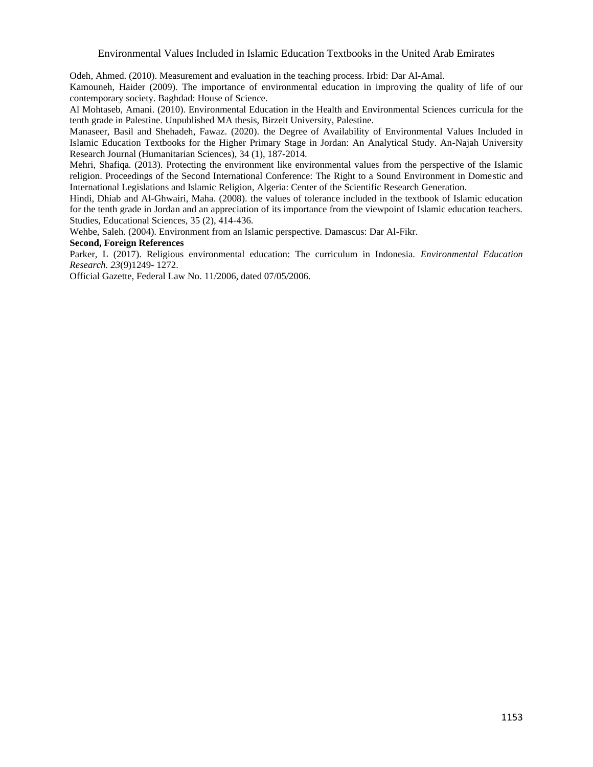Odeh, Ahmed. (2010). Measurement and evaluation in the teaching process. Irbid: Dar Al-Amal.

Kamouneh, Haider (2009). The importance of environmental education in improving the quality of life of our contemporary society. Baghdad: House of Science.

Al Mohtaseb, Amani. (2010). Environmental Education in the Health and Environmental Sciences curricula for the tenth grade in Palestine. Unpublished MA thesis, Birzeit University, Palestine.

Manaseer, Basil and Shehadeh, Fawaz. (2020). the Degree of Availability of Environmental Values Included in Islamic Education Textbooks for the Higher Primary Stage in Jordan: An Analytical Study. An-Najah University Research Journal (Humanitarian Sciences), 34 (1), 187-2014.

Mehri, Shafiqa. (2013). Protecting the environment like environmental values from the perspective of the Islamic religion. Proceedings of the Second International Conference: The Right to a Sound Environment in Domestic and International Legislations and Islamic Religion, Algeria: Center of the Scientific Research Generation.

Hindi, Dhiab and Al-Ghwairi, Maha. (2008). the values of tolerance included in the textbook of Islamic education for the tenth grade in Jordan and an appreciation of its importance from the viewpoint of Islamic education teachers. Studies, Educational Sciences, 35 (2), 414-436.

Wehbe, Saleh. (2004). Environment from an Islamic perspective. Damascus: Dar Al-Fikr.

**Second, Foreign References**

Parker, L (2017). Religious environmental education: The curriculum in Indonesia. *Environmental Education Research. 23*(9)1249- 1272.

Official Gazette, Federal Law No. 11/2006, dated 07/05/2006.